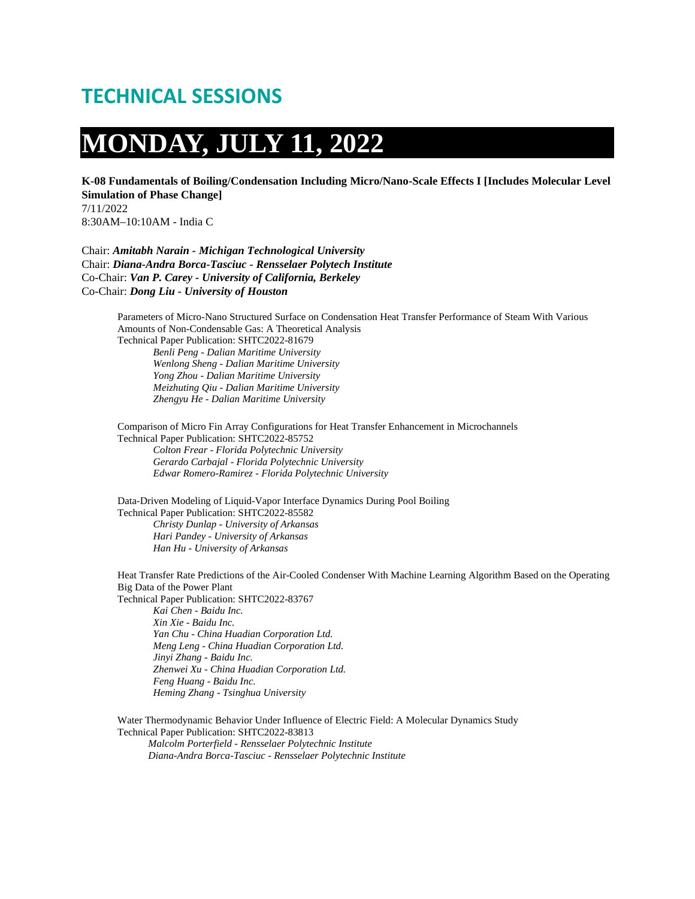# TECHNICAL SESSIONS

# MONDAY, JULY 11, 2022

**K-08 Fundamentals of Boiling/Condensation Including Micro/Nano-Scale Effects I [Includes Molecular Level Simulation of Phase Change]**
7/11/2022
8:30AM–10:10AM - India C

Chair: ***Amitabh Narain - Michigan Technological University***
Chair: ***Diana-Andra Borca-Tasciuc - Rensselaer Polytech Institute***
Co-Chair: ***Van P. Carey - University of California, Berkeley***
Co-Chair: ***Dong Liu - University of Houston***

Parameters of Micro-Nano Structured Surface on Condensation Heat Transfer Performance of Steam With Various Amounts of Non-Condensable Gas: A Theoretical Analysis
Technical Paper Publication: SHTC2022-81679
*Benli Peng - Dalian Maritime University*
*Wenlong Sheng - Dalian Maritime University*
*Yong Zhou - Dalian Maritime University*
*Meizhuting Qiu - Dalian Maritime University*
*Zhengyu He - Dalian Maritime University*

Comparison of Micro Fin Array Configurations for Heat Transfer Enhancement in Microchannels
Technical Paper Publication: SHTC2022-85752
*Colton Frear - Florida Polytechnic University*
*Gerardo Carbajal - Florida Polytechnic University*
*Edwar Romero-Ramirez - Florida Polytechnic University*

Data-Driven Modeling of Liquid-Vapor Interface Dynamics During Pool Boiling
Technical Paper Publication: SHTC2022-85582
*Christy Dunlap - University of Arkansas*
*Hari Pandey - University of Arkansas*
*Han Hu - University of Arkansas*

Heat Transfer Rate Predictions of the Air-Cooled Condenser With Machine Learning Algorithm Based on the Operating Big Data of the Power Plant
Technical Paper Publication: SHTC2022-83767
*Kai Chen - Baidu Inc.*
*Xin Xie - Baidu Inc.*
*Yan Chu - China Huadian Corporation Ltd.*
*Meng Leng - China Huadian Corporation Ltd.*
*Jinyi Zhang - Baidu Inc.*
*Zhenwei Xu - China Huadian Corporation Ltd.*
*Feng Huang - Baidu Inc.*
*Heming Zhang - Tsinghua University*

Water Thermodynamic Behavior Under Influence of Electric Field: A Molecular Dynamics Study
Technical Paper Publication: SHTC2022-83813
*Malcolm Porterfield - Rensselaer Polytechnic Institute*
*Diana-Andra Borca-Tasciuc - Rensselaer Polytechnic Institute*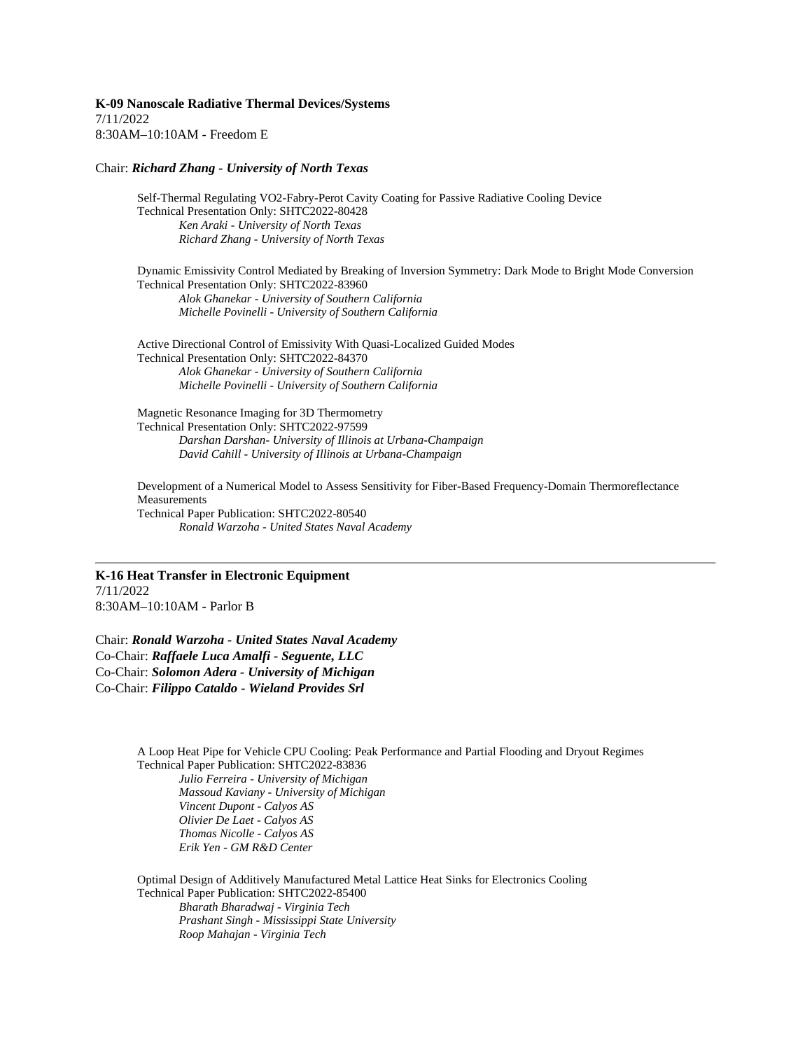**K-09 Nanoscale Radiative Thermal Devices/Systems**
7/11/2022
8:30AM–10:10AM - Freedom E

Chair: ***Richard Zhang - University of North Texas***

Self-Thermal Regulating VO2-Fabry-Perot Cavity Coating for Passive Radiative Cooling Device
Technical Presentation Only: SHTC2022-80428
*Ken Araki - University of North Texas*
*Richard Zhang - University of North Texas*

Dynamic Emissivity Control Mediated by Breaking of Inversion Symmetry: Dark Mode to Bright Mode Conversion
Technical Presentation Only: SHTC2022-83960
*Alok Ghanekar - University of Southern California*
*Michelle Povinelli - University of Southern California*

Active Directional Control of Emissivity With Quasi-Localized Guided Modes
Technical Presentation Only: SHTC2022-84370
*Alok Ghanekar - University of Southern California*
*Michelle Povinelli - University of Southern California*

Magnetic Resonance Imaging for 3D Thermometry
Technical Presentation Only: SHTC2022-97599
*Darshan Darshan- University of Illinois at Urbana-Champaign*
*David Cahill - University of Illinois at Urbana-Champaign*

Development of a Numerical Model to Assess Sensitivity for Fiber-Based Frequency-Domain Thermoreflectance Measurements
Technical Paper Publication: SHTC2022-80540
*Ronald Warzoha - United States Naval Academy*

---

**K-16 Heat Transfer in Electronic Equipment**
7/11/2022
8:30AM–10:10AM - Parlor B

Chair: ***Ronald Warzoha - United States Naval Academy***
Co-Chair: ***Raffaele Luca Amalfi - Seguente, LLC***
Co-Chair: ***Solomon Adera - University of Michigan***
Co-Chair: ***Filippo Cataldo - Wieland Provides Srl***

A Loop Heat Pipe for Vehicle CPU Cooling: Peak Performance and Partial Flooding and Dryout Regimes
Technical Paper Publication: SHTC2022-83836
*Julio Ferreira - University of Michigan*
*Massoud Kaviany - University of Michigan*
*Vincent Dupont - Calyos AS*
*Olivier De Laet - Calyos AS*
*Thomas Nicolle - Calyos AS*
*Erik Yen - GM R&D Center*

Optimal Design of Additively Manufactured Metal Lattice Heat Sinks for Electronics Cooling
Technical Paper Publication: SHTC2022-85400
*Bharath Bharadwaj - Virginia Tech*
*Prashant Singh - Mississippi State University*
*Roop Mahajan - Virginia Tech*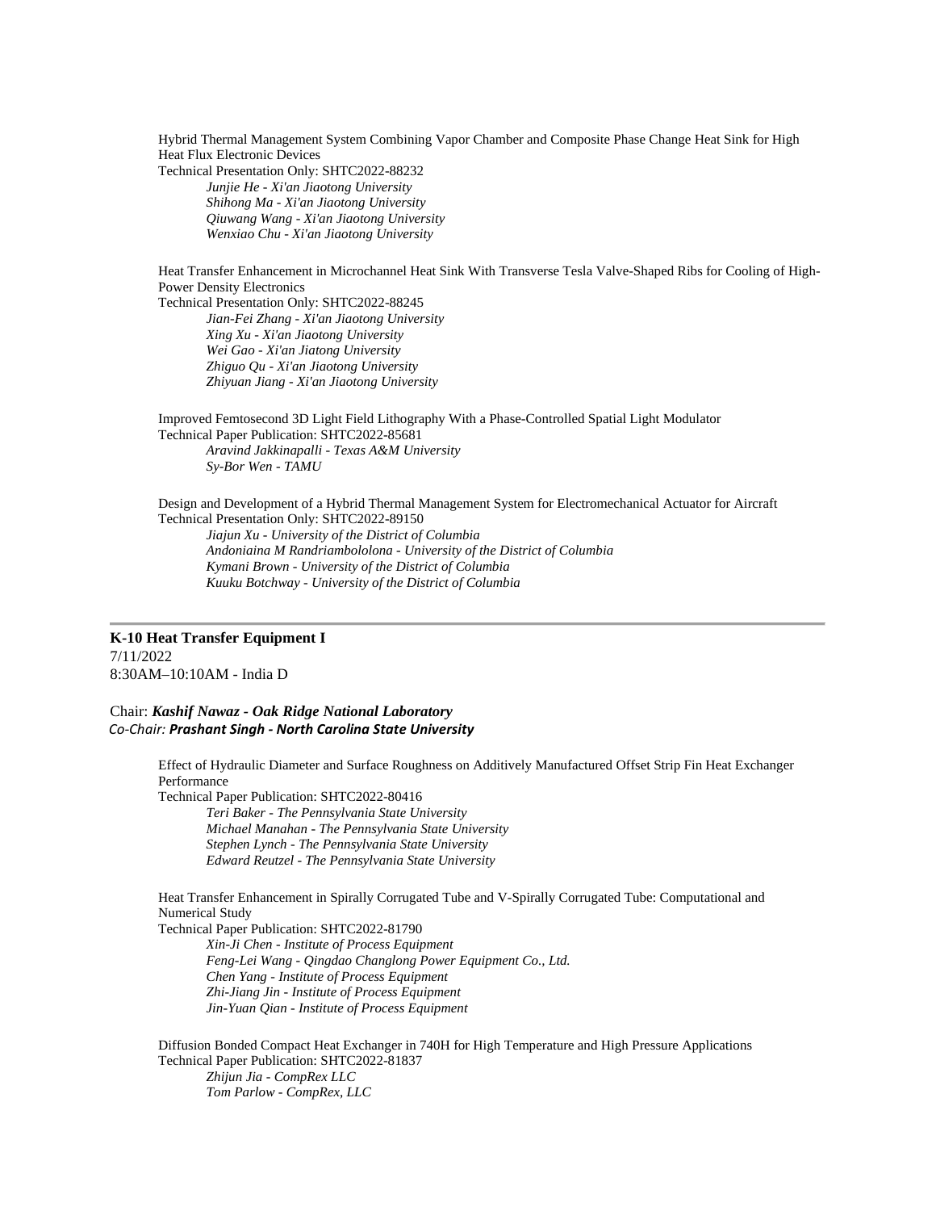Hybrid Thermal Management System Combining Vapor Chamber and Composite Phase Change Heat Sink for High Heat Flux Electronic Devices

Technical Presentation Only: SHTC2022-88232

*Junjie He - Xi'an Jiaotong University*
*Shihong Ma - Xi'an Jiaotong University*
*Qiuwang Wang - Xi'an Jiaotong University*
*Wenxiao Chu - Xi'an Jiaotong University*

Heat Transfer Enhancement in Microchannel Heat Sink With Transverse Tesla Valve-Shaped Ribs for Cooling of High-Power Density Electronics

Technical Presentation Only: SHTC2022-88245

*Jian-Fei Zhang - Xi'an Jiaotong University*
*Xing Xu - Xi'an Jiaotong University*
*Wei Gao - Xi'an Jiatong University*
*Zhiguo Qu - Xi'an Jiaotong University*
*Zhiyuan Jiang - Xi'an Jiaotong University*

Improved Femtosecond 3D Light Field Lithography With a Phase-Controlled Spatial Light Modulator

Technical Paper Publication: SHTC2022-85681

*Aravind Jakkinapalli - Texas A&M University*
*Sy-Bor Wen - TAMU*

Design and Development of a Hybrid Thermal Management System for Electromechanical Actuator for Aircraft

Technical Presentation Only: SHTC2022-89150

*Jiajun Xu - University of the District of Columbia*
*Andoniaina M Randriambololona - University of the District of Columbia*
*Kymani Brown - University of the District of Columbia*
*Kuuku Botchway - University of the District of Columbia*

---

**K-10 Heat Transfer Equipment I**
7/11/2022
8:30AM–10:10AM - India D

Chair: ***Kashif Nawaz - Oak Ridge National Laboratory***
*Co-Chair:* ***Prashant Singh - North Carolina State University***

Effect of Hydraulic Diameter and Surface Roughness on Additively Manufactured Offset Strip Fin Heat Exchanger Performance

Technical Paper Publication: SHTC2022-80416

*Teri Baker - The Pennsylvania State University*
*Michael Manahan - The Pennsylvania State University*
*Stephen Lynch - The Pennsylvania State University*
*Edward Reutzel - The Pennsylvania State University*

Heat Transfer Enhancement in Spirally Corrugated Tube and V-Spirally Corrugated Tube: Computational and Numerical Study

Technical Paper Publication: SHTC2022-81790

*Xin-Ji Chen - Institute of Process Equipment*
*Feng-Lei Wang - Qingdao Changlong Power Equipment Co., Ltd.*
*Chen Yang - Institute of Process Equipment*
*Zhi-Jiang Jin - Institute of Process Equipment*
*Jin-Yuan Qian - Institute of Process Equipment*

Diffusion Bonded Compact Heat Exchanger in 740H for High Temperature and High Pressure Applications

Technical Paper Publication: SHTC2022-81837

*Zhijun Jia - CompRex LLC*
*Tom Parlow - CompRex, LLC*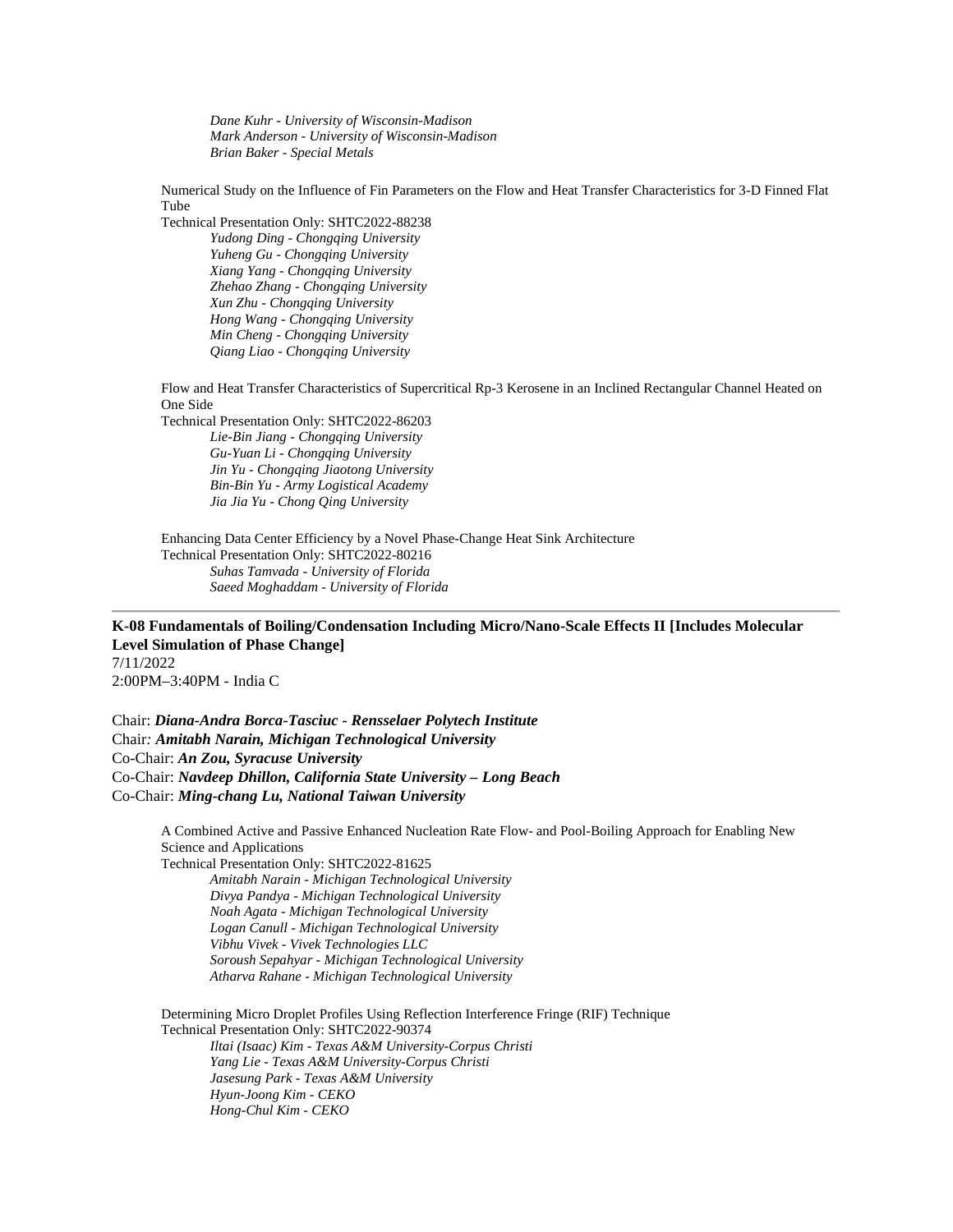*Dane Kuhr - University of Wisconsin-Madison*
*Mark Anderson - University of Wisconsin-Madison*
*Brian Baker - Special Metals*

Numerical Study on the Influence of Fin Parameters on the Flow and Heat Transfer Characteristics for 3-D Finned Flat Tube
Technical Presentation Only: SHTC2022-88238
*Yudong Ding - Chongqing University*
*Yuheng Gu - Chongqing University*
*Xiang Yang - Chongqing University*
*Zhehao Zhang - Chongqing University*
*Xun Zhu - Chongqing University*
*Hong Wang - Chongqing University*
*Min Cheng - Chongqing University*
*Qiang Liao - Chongqing University*

Flow and Heat Transfer Characteristics of Supercritical Rp-3 Kerosene in an Inclined Rectangular Channel Heated on One Side
Technical Presentation Only: SHTC2022-86203
*Lie-Bin Jiang - Chongqing University*
*Gu-Yuan Li - Chongqing University*
*Jin Yu - Chongqing Jiaotong University*
*Bin-Bin Yu - Army Logistical Academy*
*Jia Jia Yu - Chong Qing University*

Enhancing Data Center Efficiency by a Novel Phase-Change Heat Sink Architecture
Technical Presentation Only: SHTC2022-80216
*Suhas Tamvada - University of Florida*
*Saeed Moghaddam - University of Florida*

---

**K-08 Fundamentals of Boiling/Condensation Including Micro/Nano-Scale Effects II [Includes Molecular Level Simulation of Phase Change]**
7/11/2022
2:00PM–3:40PM - India C

Chair: ***Diana-Andra Borca-Tasciuc - Rensselaer Polytech Institute***
Chair: ***Amitabh Narain, Michigan Technological University***
Co-Chair: ***An Zou, Syracuse University***
Co-Chair: ***Navdeep Dhillon, California State University – Long Beach***
Co-Chair: ***Ming-chang Lu, National Taiwan University***

A Combined Active and Passive Enhanced Nucleation Rate Flow- and Pool-Boiling Approach for Enabling New Science and Applications
Technical Presentation Only: SHTC2022-81625
*Amitabh Narain - Michigan Technological University*
*Divya Pandya - Michigan Technological University*
*Noah Agata - Michigan Technological University*
*Logan Canull - Michigan Technological University*
*Vibhu Vivek - Vivek Technologies LLC*
*Soroush Sepahyar - Michigan Technological University*
*Atharva Rahane - Michigan Technological University*

Determining Micro Droplet Profiles Using Reflection Interference Fringe (RIF) Technique
Technical Presentation Only: SHTC2022-90374
*Iltai (Isaac) Kim - Texas A&M University-Corpus Christi*
*Yang Lie - Texas A&M University-Corpus Christi*
*Jasesung Park - Texas A&M University*
*Hyun-Joong Kim - CEKO*
*Hong-Chul Kim - CEKO*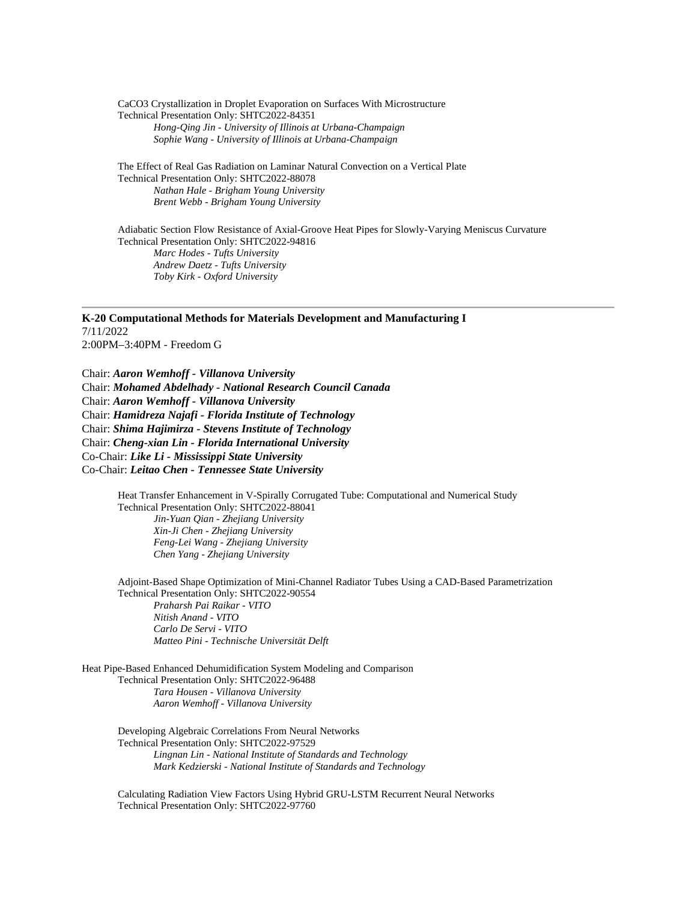CaCO3 Crystallization in Droplet Evaporation on Surfaces With Microstructure
Technical Presentation Only: SHTC2022-84351
*Hong-Qing Jin - University of Illinois at Urbana-Champaign*
*Sophie Wang - University of Illinois at Urbana-Champaign*

The Effect of Real Gas Radiation on Laminar Natural Convection on a Vertical Plate
Technical Presentation Only: SHTC2022-88078
*Nathan Hale - Brigham Young University*
*Brent Webb - Brigham Young University*

Adiabatic Section Flow Resistance of Axial-Groove Heat Pipes for Slowly-Varying Meniscus Curvature
Technical Presentation Only: SHTC2022-94816
*Marc Hodes - Tufts University*
*Andrew Daetz - Tufts University*
*Toby Kirk - Oxford University*

---

**K-20 Computational Methods for Materials Development and Manufacturing I**
7/11/2022
2:00PM–3:40PM - Freedom G

Chair: ***Aaron Wemhoff - Villanova University***
Chair: ***Mohamed Abdelhady - National Research Council Canada***
Chair: ***Aaron Wemhoff - Villanova University***
Chair: ***Hamidreza Najafi - Florida Institute of Technology***
Chair: ***Shima Hajimirza - Stevens Institute of Technology***
Chair: ***Cheng-xian Lin - Florida International University***
Co-Chair: ***Like Li - Mississippi State University***
Co-Chair: ***Leitao Chen - Tennessee State University***

Heat Transfer Enhancement in V-Spirally Corrugated Tube: Computational and Numerical Study
Technical Presentation Only: SHTC2022-88041
*Jin-Yuan Qian - Zhejiang University*
*Xin-Ji Chen - Zhejiang University*
*Feng-Lei Wang - Zhejiang University*
*Chen Yang - Zhejiang University*

Adjoint-Based Shape Optimization of Mini-Channel Radiator Tubes Using a CAD-Based Parametrization
Technical Presentation Only: SHTC2022-90554
*Praharsh Pai Raikar - VITO*
*Nitish Anand - VITO*
*Carlo De Servi - VITO*
*Matteo Pini - Technische Universität Delft*

Heat Pipe-Based Enhanced Dehumidification System Modeling and Comparison
Technical Presentation Only: SHTC2022-96488
*Tara Housen - Villanova University*
*Aaron Wemhoff - Villanova University*

Developing Algebraic Correlations From Neural Networks
Technical Presentation Only: SHTC2022-97529
*Lingnan Lin - National Institute of Standards and Technology*
*Mark Kedzierski - National Institute of Standards and Technology*

Calculating Radiation View Factors Using Hybrid GRU-LSTM Recurrent Neural Networks
Technical Presentation Only: SHTC2022-97760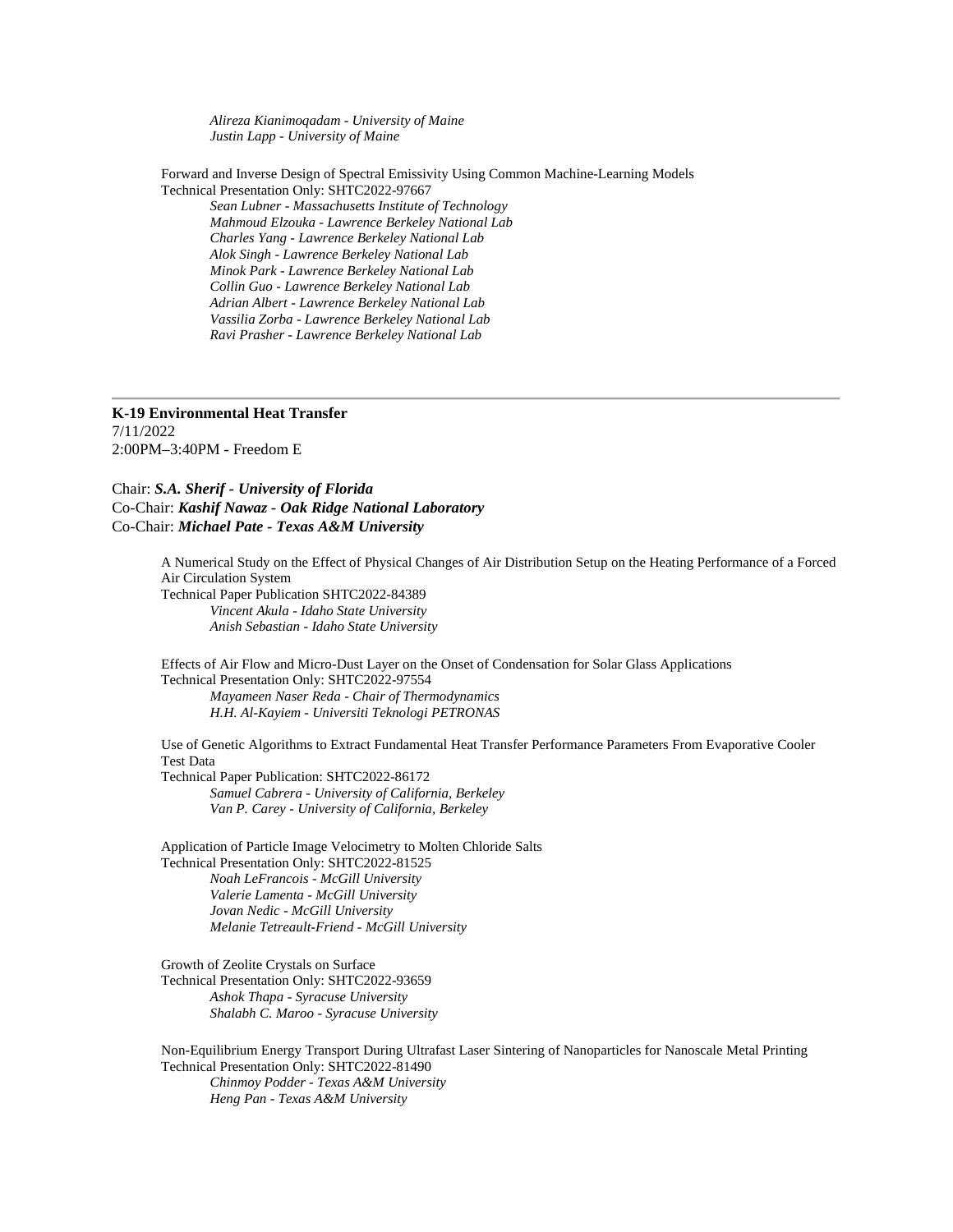*Alireza Kianimoqadam - University of Maine*
*Justin Lapp - University of Maine*

Forward and Inverse Design of Spectral Emissivity Using Common Machine-Learning Models
Technical Presentation Only: SHTC2022-97667
*Sean Lubner - Massachusetts Institute of Technology*
*Mahmoud Elzouka - Lawrence Berkeley National Lab*
*Charles Yang - Lawrence Berkeley National Lab*
*Alok Singh - Lawrence Berkeley National Lab*
*Minok Park - Lawrence Berkeley National Lab*
*Collin Guo - Lawrence Berkeley National Lab*
*Adrian Albert - Lawrence Berkeley National Lab*
*Vassilia Zorba - Lawrence Berkeley National Lab*
*Ravi Prasher - Lawrence Berkeley National Lab*

---

**K-19 Environmental Heat Transfer**
7/11/2022
2:00PM–3:40PM - Freedom E

Chair: ***S.A. Sherif - University of Florida***
Co-Chair: ***Kashif Nawaz - Oak Ridge National Laboratory***
Co-Chair: ***Michael Pate - Texas A&M University***

A Numerical Study on the Effect of Physical Changes of Air Distribution Setup on the Heating Performance of a Forced Air Circulation System
Technical Paper Publication SHTC2022-84389
*Vincent Akula - Idaho State University*
*Anish Sebastian - Idaho State University*

Effects of Air Flow and Micro-Dust Layer on the Onset of Condensation for Solar Glass Applications
Technical Presentation Only: SHTC2022-97554
*Mayameen Naser Reda - Chair of Thermodynamics*
*H.H. Al-Kayiem - Universiti Teknologi PETRONAS*

Use of Genetic Algorithms to Extract Fundamental Heat Transfer Performance Parameters From Evaporative Cooler Test Data
Technical Paper Publication: SHTC2022-86172
*Samuel Cabrera - University of California, Berkeley*
*Van P. Carey - University of California, Berkeley*

Application of Particle Image Velocimetry to Molten Chloride Salts
Technical Presentation Only: SHTC2022-81525
*Noah LeFrancois - McGill University*
*Valerie Lamenta - McGill University*
*Jovan Nedic - McGill University*
*Melanie Tetreault-Friend - McGill University*

Growth of Zeolite Crystals on Surface
Technical Presentation Only: SHTC2022-93659
*Ashok Thapa - Syracuse University*
*Shalabh C. Maroo - Syracuse University*

Non-Equilibrium Energy Transport During Ultrafast Laser Sintering of Nanoparticles for Nanoscale Metal Printing
Technical Presentation Only: SHTC2022-81490
*Chinmoy Podder - Texas A&M University*
*Heng Pan - Texas A&M University*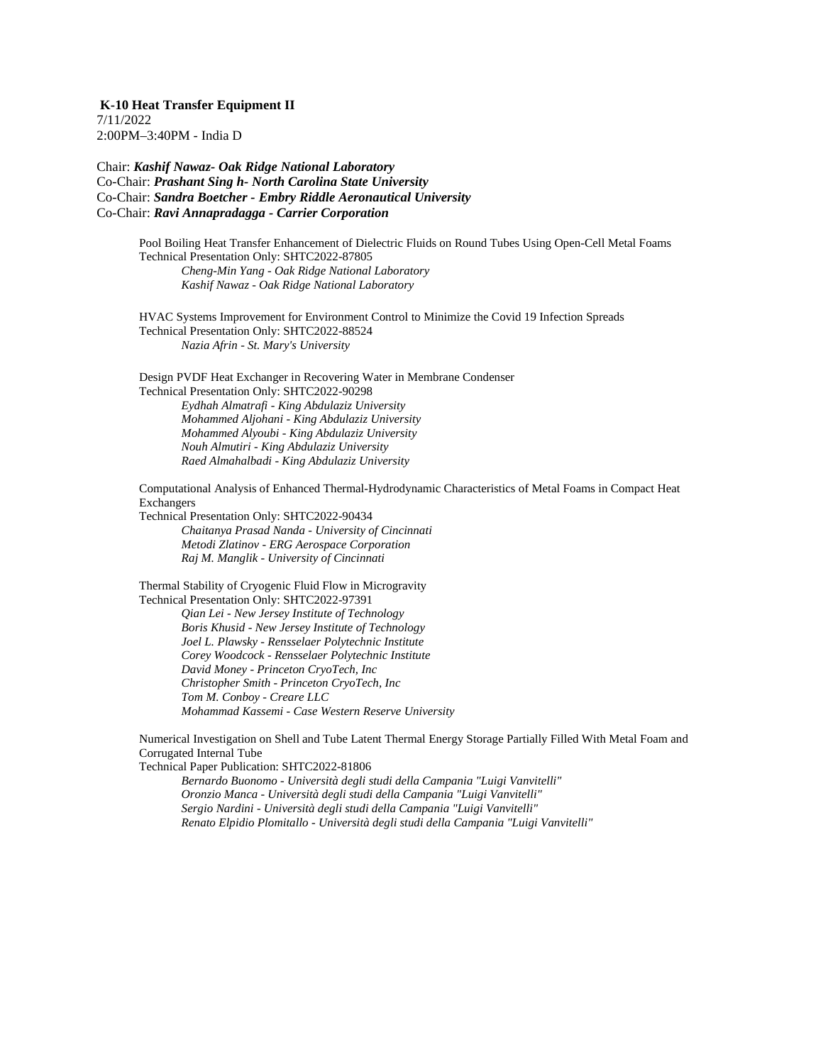**K-10 Heat Transfer Equipment II**
7/11/2022
2:00PM–3:40PM - India D

Chair: ***Kashif Nawaz- Oak Ridge National Laboratory***
Co-Chair: ***Prashant Sing h- North Carolina State University***
Co-Chair: ***Sandra Boetcher - Embry Riddle Aeronautical University***
Co-Chair: ***Ravi Annapradagga - Carrier Corporation***

Pool Boiling Heat Transfer Enhancement of Dielectric Fluids on Round Tubes Using Open-Cell Metal Foams
Technical Presentation Only: SHTC2022-87805
*Cheng-Min Yang - Oak Ridge National Laboratory*
*Kashif Nawaz - Oak Ridge National Laboratory*

HVAC Systems Improvement for Environment Control to Minimize the Covid 19 Infection Spreads
Technical Presentation Only: SHTC2022-88524
*Nazia Afrin - St. Mary's University*

Design PVDF Heat Exchanger in Recovering Water in Membrane Condenser
Technical Presentation Only: SHTC2022-90298
*Eydhah Almatrafi - King Abdulaziz University*
*Mohammed Aljohani - King Abdulaziz University*
*Mohammed Alyoubi - King Abdulaziz University*
*Nouh Almutiri - King Abdulaziz University*
*Raed Almahalbadi - King Abdulaziz University*

Computational Analysis of Enhanced Thermal-Hydrodynamic Characteristics of Metal Foams in Compact Heat Exchangers
Technical Presentation Only: SHTC2022-90434
*Chaitanya Prasad Nanda - University of Cincinnati*
*Metodi Zlatinov - ERG Aerospace Corporation*
*Raj M. Manglik - University of Cincinnati*

Thermal Stability of Cryogenic Fluid Flow in Microgravity
Technical Presentation Only: SHTC2022-97391
*Qian Lei - New Jersey Institute of Technology*
*Boris Khusid - New Jersey Institute of Technology*
*Joel L. Plawsky - Rensselaer Polytechnic Institute*
*Corey Woodcock - Rensselaer Polytechnic Institute*
*David Money - Princeton CryoTech, Inc*
*Christopher Smith - Princeton CryoTech, Inc*
*Tom M. Conboy - Creare LLC*
*Mohammad Kassemi - Case Western Reserve University*

Numerical Investigation on Shell and Tube Latent Thermal Energy Storage Partially Filled With Metal Foam and Corrugated Internal Tube
Technical Paper Publication: SHTC2022-81806
*Bernardo Buonomo - Università degli studi della Campania "Luigi Vanvitelli"*
*Oronzio Manca - Università degli studi della Campania "Luigi Vanvitelli"*
*Sergio Nardini - Università degli studi della Campania "Luigi Vanvitelli"*
*Renato Elpidio Plomitallo - Università degli studi della Campania "Luigi Vanvitelli"*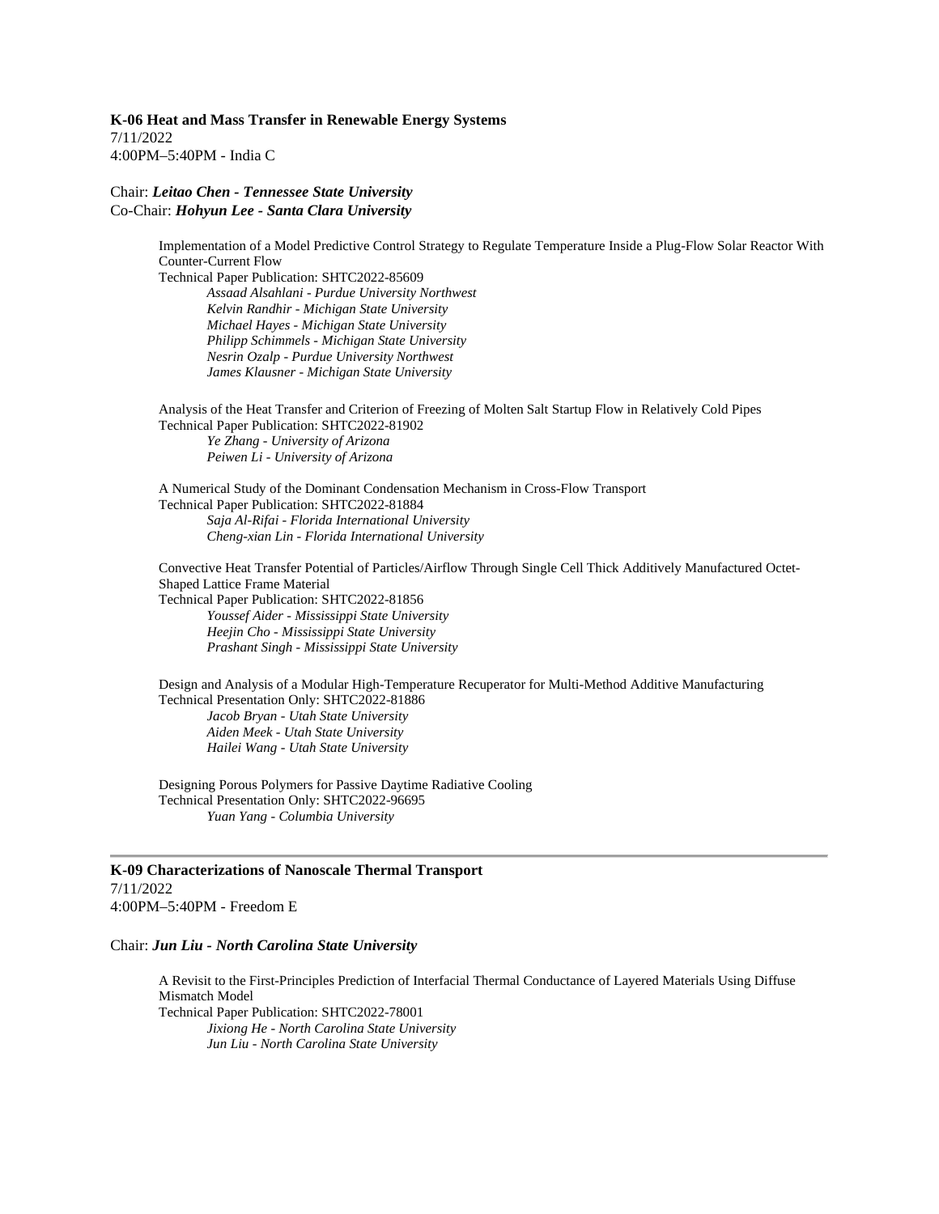**K-06 Heat and Mass Transfer in Renewable Energy Systems**
7/11/2022
4:00PM–5:40PM - India C

Chair: ***Leitao Chen - Tennessee State University***
Co-Chair: ***Hohyun Lee - Santa Clara University***

Implementation of a Model Predictive Control Strategy to Regulate Temperature Inside a Plug-Flow Solar Reactor With Counter-Current Flow
Technical Paper Publication: SHTC2022-85609
*Assaad Alsahlani - Purdue University Northwest*
*Kelvin Randhir - Michigan State University*
*Michael Hayes - Michigan State University*
*Philipp Schimmels - Michigan State University*
*Nesrin Ozalp - Purdue University Northwest*
*James Klausner - Michigan State University*

Analysis of the Heat Transfer and Criterion of Freezing of Molten Salt Startup Flow in Relatively Cold Pipes
Technical Paper Publication: SHTC2022-81902
*Ye Zhang - University of Arizona*
*Peiwen Li - University of Arizona*

A Numerical Study of the Dominant Condensation Mechanism in Cross-Flow Transport
Technical Paper Publication: SHTC2022-81884
*Saja Al-Rifai - Florida International University*
*Cheng-xian Lin - Florida International University*

Convective Heat Transfer Potential of Particles/Airflow Through Single Cell Thick Additively Manufactured Octet-Shaped Lattice Frame Material
Technical Paper Publication: SHTC2022-81856
*Youssef Aider - Mississippi State University*
*Heejin Cho - Mississippi State University*
*Prashant Singh - Mississippi State University*

Design and Analysis of a Modular High-Temperature Recuperator for Multi-Method Additive Manufacturing
Technical Presentation Only: SHTC2022-81886
*Jacob Bryan - Utah State University*
*Aiden Meek - Utah State University*
*Hailei Wang - Utah State University*

Designing Porous Polymers for Passive Daytime Radiative Cooling
Technical Presentation Only: SHTC2022-96695
*Yuan Yang - Columbia University*

---

**K-09 Characterizations of Nanoscale Thermal Transport**
7/11/2022
4:00PM–5:40PM - Freedom E

Chair: ***Jun Liu - North Carolina State University***

A Revisit to the First-Principles Prediction of Interfacial Thermal Conductance of Layered Materials Using Diffuse Mismatch Model
Technical Paper Publication: SHTC2022-78001
*Jixiong He - North Carolina State University*
*Jun Liu - North Carolina State University*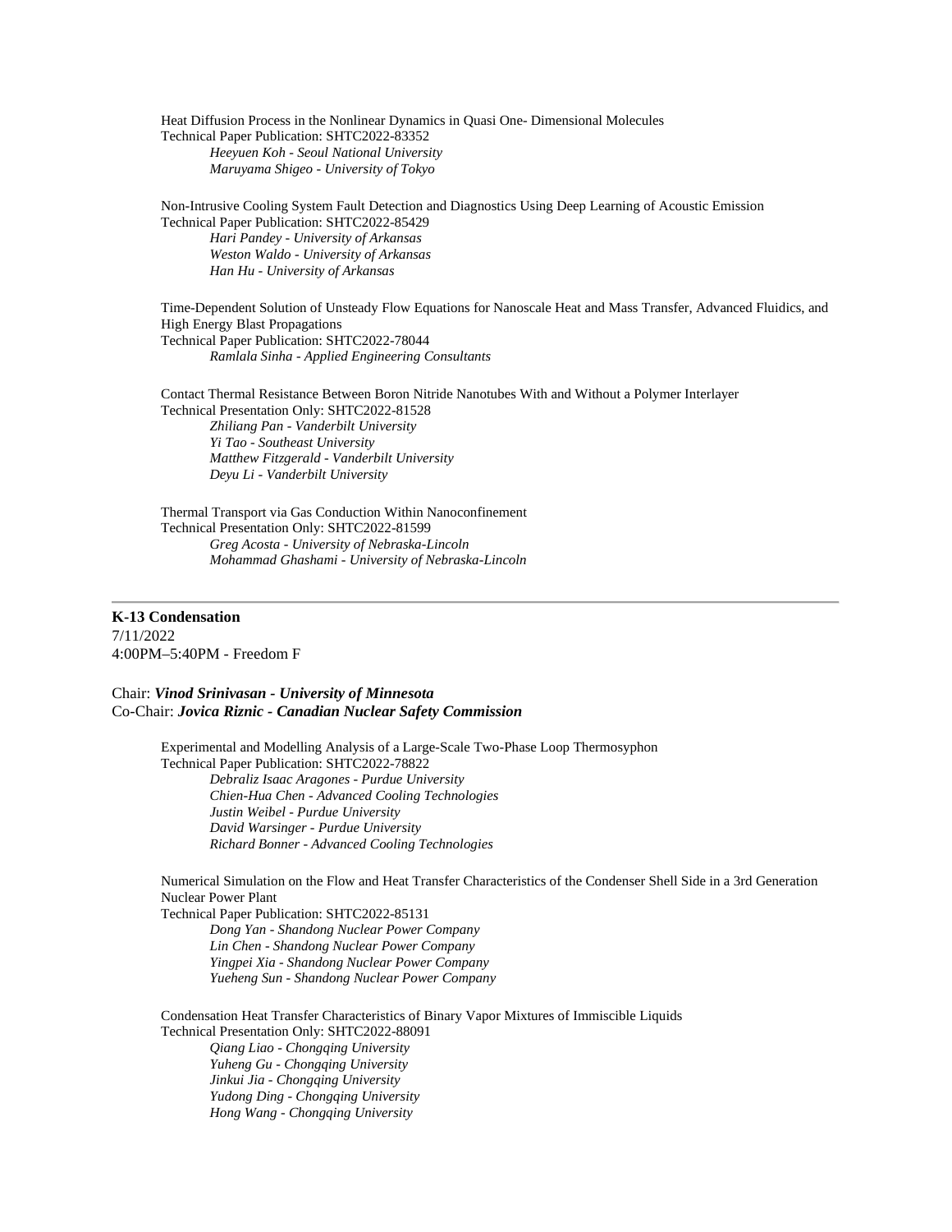Heat Diffusion Process in the Nonlinear Dynamics in Quasi One- Dimensional Molecules
Technical Paper Publication: SHTC2022-83352

*Heeyuen Koh - Seoul National University*
*Maruyama Shigeo - University of Tokyo*

Non-Intrusive Cooling System Fault Detection and Diagnostics Using Deep Learning of Acoustic Emission
Technical Paper Publication: SHTC2022-85429

*Hari Pandey - University of Arkansas*
*Weston Waldo - University of Arkansas*
*Han Hu - University of Arkansas*

Time-Dependent Solution of Unsteady Flow Equations for Nanoscale Heat and Mass Transfer, Advanced Fluidics, and High Energy Blast Propagations
Technical Paper Publication: SHTC2022-78044

*Ramlala Sinha - Applied Engineering Consultants*

Contact Thermal Resistance Between Boron Nitride Nanotubes With and Without a Polymer Interlayer
Technical Presentation Only: SHTC2022-81528

*Zhiliang Pan - Vanderbilt University*
*Yi Tao - Southeast University*
*Matthew Fitzgerald - Vanderbilt University*
*Deyu Li - Vanderbilt University*

Thermal Transport via Gas Conduction Within Nanoconfinement
Technical Presentation Only: SHTC2022-81599

*Greg Acosta - University of Nebraska-Lincoln*
*Mohammad Ghashami - University of Nebraska-Lincoln*

---

**K-13 Condensation**
7/11/2022
4:00PM–5:40PM - Freedom F

Chair: ***Vinod Srinivasan - University of Minnesota***
Co-Chair: ***Jovica Riznic - Canadian Nuclear Safety Commission***

Experimental and Modelling Analysis of a Large-Scale Two-Phase Loop Thermosyphon
Technical Paper Publication: SHTC2022-78822

*Debraliz Isaac Aragones - Purdue University*
*Chien-Hua Chen - Advanced Cooling Technologies*
*Justin Weibel - Purdue University*
*David Warsinger - Purdue University*
*Richard Bonner - Advanced Cooling Technologies*

Numerical Simulation on the Flow and Heat Transfer Characteristics of the Condenser Shell Side in a 3rd Generation Nuclear Power Plant
Technical Paper Publication: SHTC2022-85131

*Dong Yan - Shandong Nuclear Power Company*
*Lin Chen - Shandong Nuclear Power Company*
*Yingpei Xia - Shandong Nuclear Power Company*
*Yueheng Sun - Shandong Nuclear Power Company*

Condensation Heat Transfer Characteristics of Binary Vapor Mixtures of Immiscible Liquids
Technical Presentation Only: SHTC2022-88091

*Qiang Liao - Chongqing University*
*Yuheng Gu - Chongqing University*
*Jinkui Jia - Chongqing University*
*Yudong Ding - Chongqing University*
*Hong Wang - Chongqing University*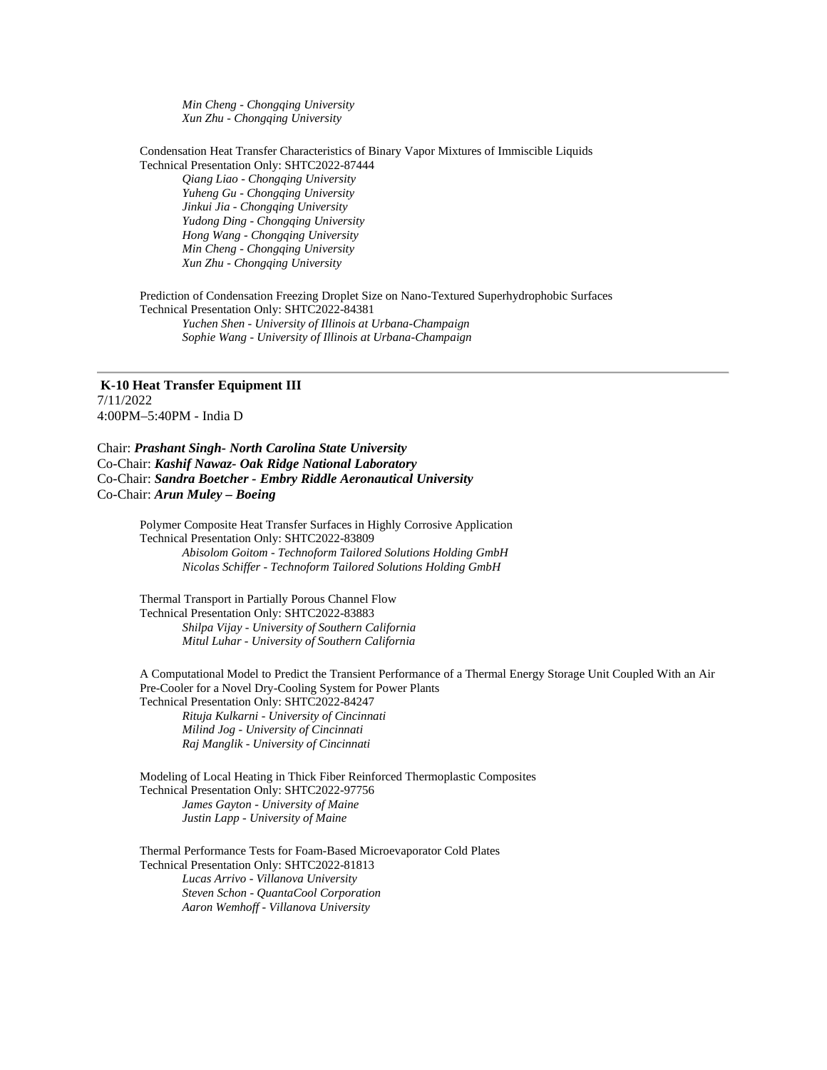*Min Cheng - Chongqing University*
*Xun Zhu - Chongqing University*

Condensation Heat Transfer Characteristics of Binary Vapor Mixtures of Immiscible Liquids
Technical Presentation Only: SHTC2022-87444
*Qiang Liao - Chongqing University*
*Yuheng Gu - Chongqing University*
*Jinkui Jia - Chongqing University*
*Yudong Ding - Chongqing University*
*Hong Wang - Chongqing University*
*Min Cheng - Chongqing University*
*Xun Zhu - Chongqing University*

Prediction of Condensation Freezing Droplet Size on Nano-Textured Superhydrophobic Surfaces
Technical Presentation Only: SHTC2022-84381
*Yuchen Shen - University of Illinois at Urbana-Champaign*
*Sophie Wang - University of Illinois at Urbana-Champaign*

---

**K-10 Heat Transfer Equipment III**
7/11/2022
4:00PM–5:40PM - India D

Chair: ***Prashant Singh- North Carolina State University***
Co-Chair: ***Kashif Nawaz- Oak Ridge National Laboratory***
Co-Chair: ***Sandra Boetcher - Embry Riddle Aeronautical University***
Co-Chair: ***Arun Muley – Boeing***

Polymer Composite Heat Transfer Surfaces in Highly Corrosive Application
Technical Presentation Only: SHTC2022-83809
*Abisolom Goitom - Technoform Tailored Solutions Holding GmbH*
*Nicolas Schiffer - Technoform Tailored Solutions Holding GmbH*

Thermal Transport in Partially Porous Channel Flow
Technical Presentation Only: SHTC2022-83883
*Shilpa Vijay - University of Southern California*
*Mitul Luhar - University of Southern California*

A Computational Model to Predict the Transient Performance of a Thermal Energy Storage Unit Coupled With an Air Pre-Cooler for a Novel Dry-Cooling System for Power Plants
Technical Presentation Only: SHTC2022-84247
*Rituja Kulkarni - University of Cincinnati*
*Milind Jog - University of Cincinnati*
*Raj Manglik - University of Cincinnati*

Modeling of Local Heating in Thick Fiber Reinforced Thermoplastic Composites
Technical Presentation Only: SHTC2022-97756
*James Gayton - University of Maine*
*Justin Lapp - University of Maine*

Thermal Performance Tests for Foam-Based Microevaporator Cold Plates
Technical Presentation Only: SHTC2022-81813
*Lucas Arrivo - Villanova University*
*Steven Schon - QuantaCool Corporation*
*Aaron Wemhoff - Villanova University*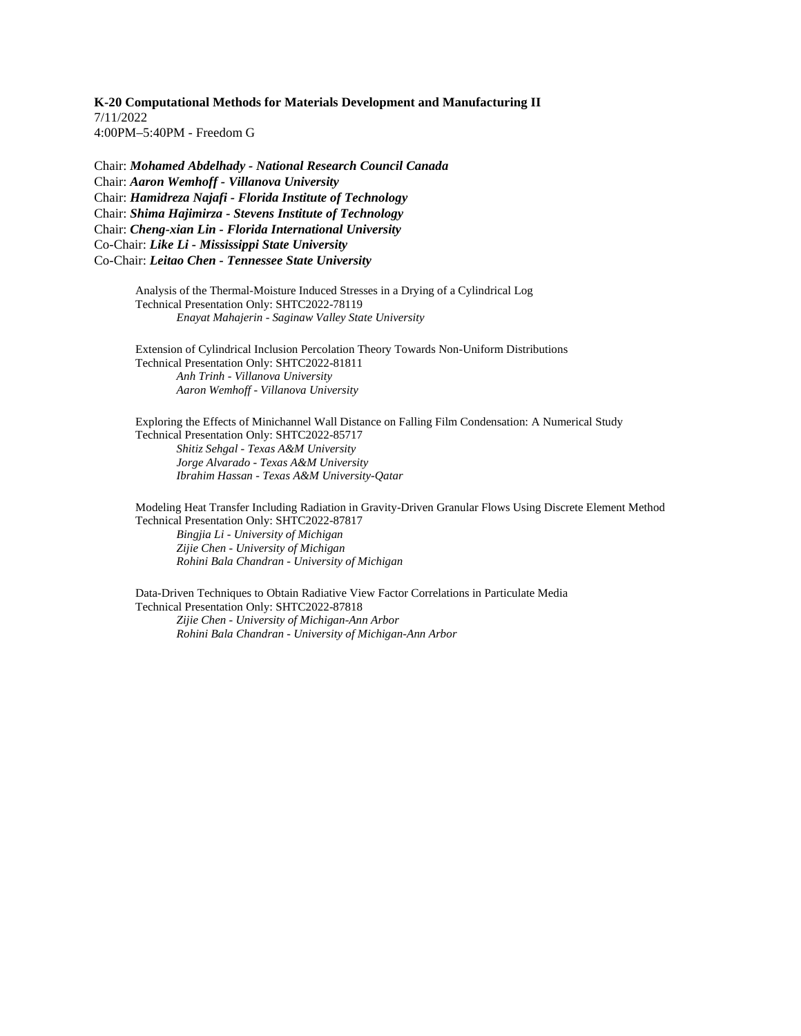**K-20 Computational Methods for Materials Development and Manufacturing II**
7/11/2022
4:00PM–5:40PM - Freedom G

Chair: ***Mohamed Abdelhady - National Research Council Canada***
Chair: ***Aaron Wemhoff - Villanova University***
Chair: ***Hamidreza Najafi - Florida Institute of Technology***
Chair: ***Shima Hajimirza - Stevens Institute of Technology***
Chair: ***Cheng-xian Lin - Florida International University***
Co-Chair: ***Like Li - Mississippi State University***
Co-Chair: ***Leitao Chen - Tennessee State University***

Analysis of the Thermal-Moisture Induced Stresses in a Drying of a Cylindrical Log
Technical Presentation Only: SHTC2022-78119
*Enayat Mahajerin - Saginaw Valley State University*

Extension of Cylindrical Inclusion Percolation Theory Towards Non-Uniform Distributions
Technical Presentation Only: SHTC2022-81811
*Anh Trinh - Villanova University*
*Aaron Wemhoff - Villanova University*

Exploring the Effects of Minichannel Wall Distance on Falling Film Condensation: A Numerical Study
Technical Presentation Only: SHTC2022-85717
*Shitiz Sehgal - Texas A&M University*
*Jorge Alvarado - Texas A&M University*
*Ibrahim Hassan - Texas A&M University-Qatar*

Modeling Heat Transfer Including Radiation in Gravity-Driven Granular Flows Using Discrete Element Method
Technical Presentation Only: SHTC2022-87817
*Bingjia Li - University of Michigan*
*Zijie Chen - University of Michigan*
*Rohini Bala Chandran - University of Michigan*

Data-Driven Techniques to Obtain Radiative View Factor Correlations in Particulate Media
Technical Presentation Only: SHTC2022-87818
*Zijie Chen - University of Michigan-Ann Arbor*
*Rohini Bala Chandran - University of Michigan-Ann Arbor*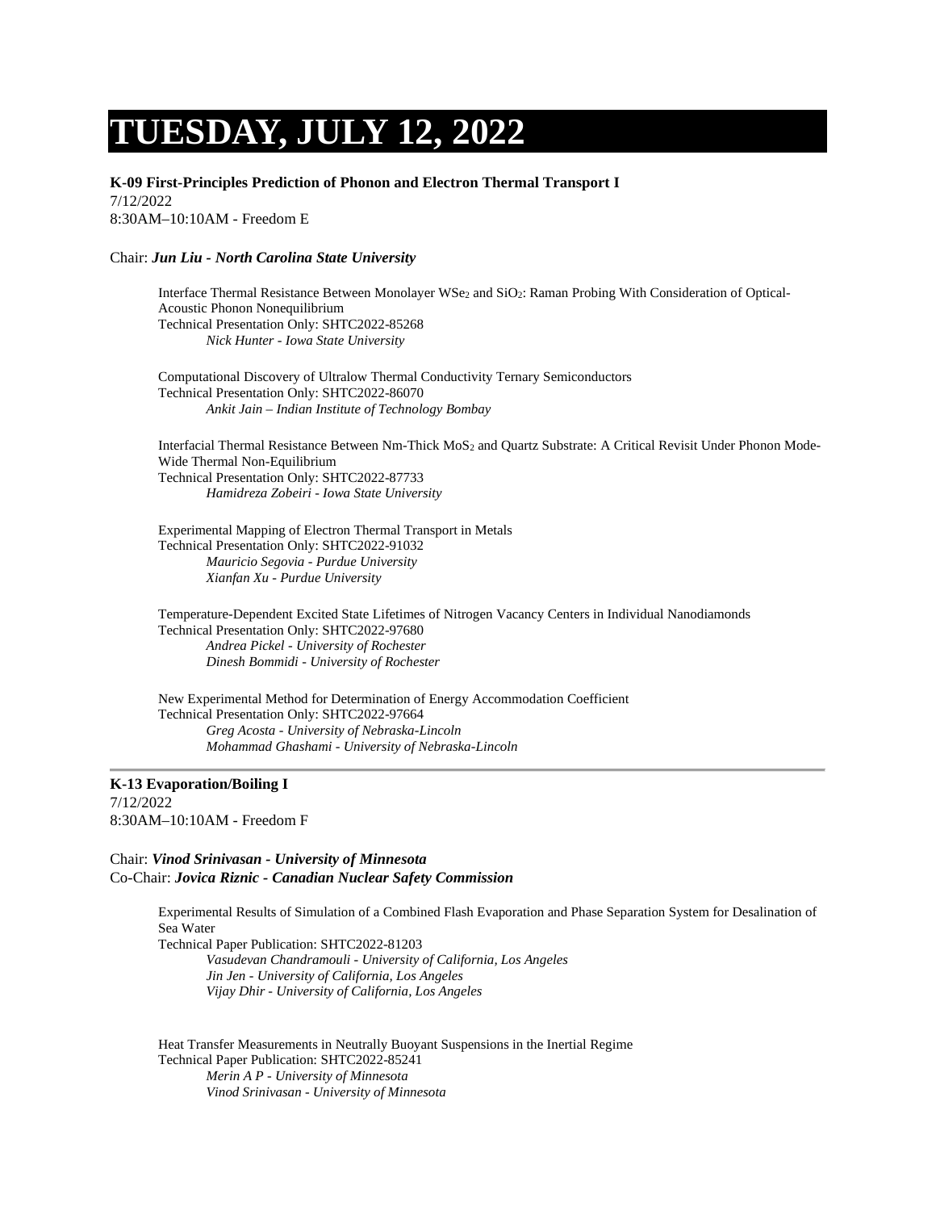# TUESDAY, JULY 12, 2022

**K-09 First-Principles Prediction of Phonon and Electron Thermal Transport I**
7/12/2022
8:30AM–10:10AM - Freedom E

Chair: ***Jun Liu - North Carolina State University***

Interface Thermal Resistance Between Monolayer $WSe_2$ and $SiO_2$: Raman Probing With Consideration of Optical-Acoustic Phonon Nonequilibrium
Technical Presentation Only: SHTC2022-85268
*Nick Hunter - Iowa State University*

Computational Discovery of Ultralow Thermal Conductivity Ternary Semiconductors
Technical Presentation Only: SHTC2022-86070
*Ankit Jain – Indian Institute of Technology Bombay*

Interfacial Thermal Resistance Between Nm-Thick $MoS_2$ and Quartz Substrate: A Critical Revisit Under Phonon Mode-Wide Thermal Non-Equilibrium
Technical Presentation Only: SHTC2022-87733
*Hamidreza Zobeiri - Iowa State University*

Experimental Mapping of Electron Thermal Transport in Metals
Technical Presentation Only: SHTC2022-91032
*Mauricio Segovia - Purdue University*
*Xianfan Xu - Purdue University*

Temperature-Dependent Excited State Lifetimes of Nitrogen Vacancy Centers in Individual Nanodiamonds
Technical Presentation Only: SHTC2022-97680
*Andrea Pickel - University of Rochester*
*Dinesh Bommidi - University of Rochester*

New Experimental Method for Determination of Energy Accommodation Coefficient
Technical Presentation Only: SHTC2022-97664
*Greg Acosta - University of Nebraska-Lincoln*
*Mohammad Ghashami - University of Nebraska-Lincoln*

---

**K-13 Evaporation/Boiling I**
7/12/2022
8:30AM–10:10AM - Freedom F

Chair: ***Vinod Srinivasan - University of Minnesota***
Co-Chair: ***Jovica Riznic - Canadian Nuclear Safety Commission***

Experimental Results of Simulation of a Combined Flash Evaporation and Phase Separation System for Desalination of Sea Water
Technical Paper Publication: SHTC2022-81203
*Vasudevan Chandramouli - University of California, Los Angeles*
*Jin Jen - University of California, Los Angeles*
*Vijay Dhir - University of California, Los Angeles*

Heat Transfer Measurements in Neutrally Buoyant Suspensions in the Inertial Regime
Technical Paper Publication: SHTC2022-85241
*Merin A P - University of Minnesota*
*Vinod Srinivasan - University of Minnesota*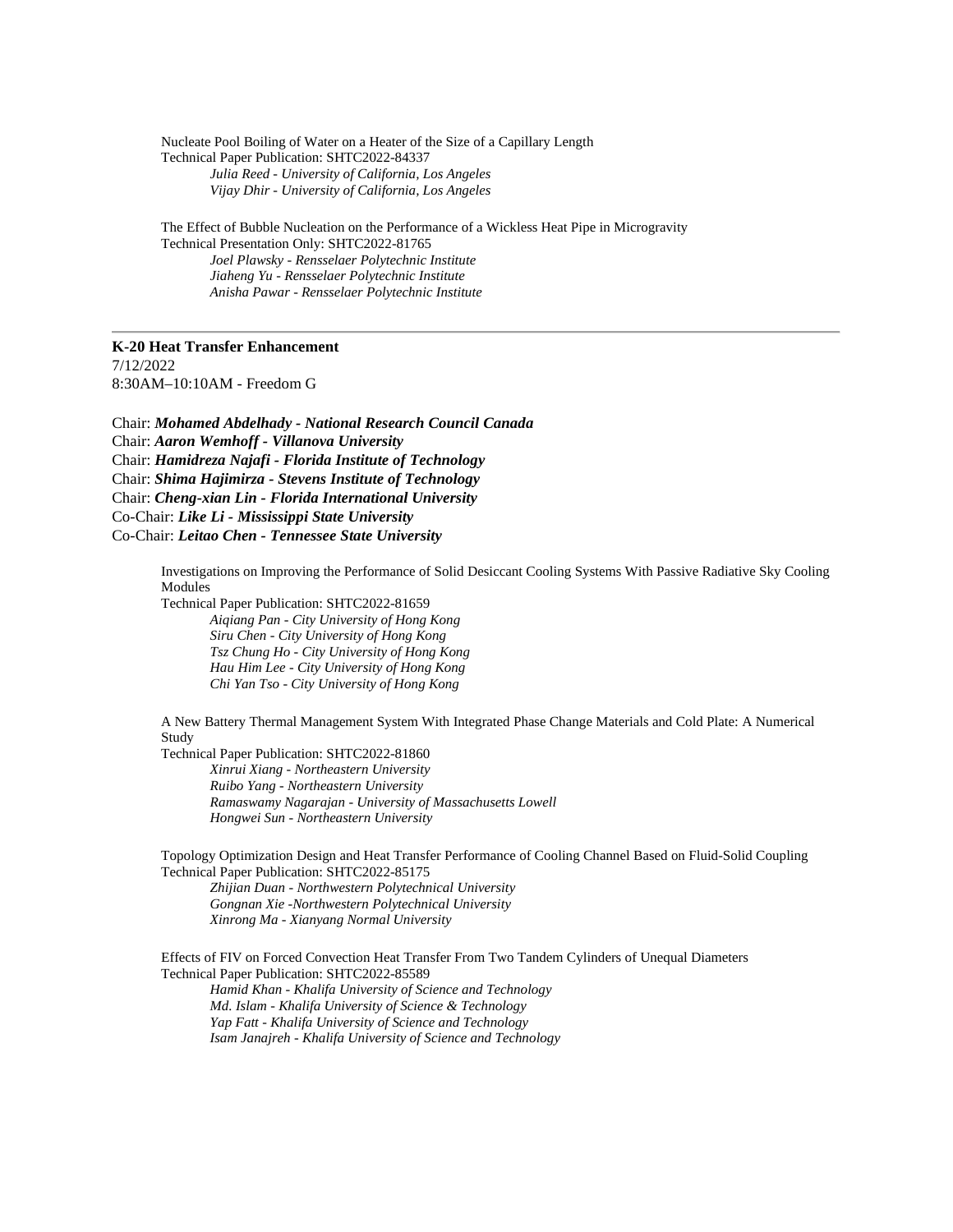Nucleate Pool Boiling of Water on a Heater of the Size of a Capillary Length
Technical Paper Publication: SHTC2022-84337

*Julia Reed - University of California, Los Angeles*
*Vijay Dhir - University of California, Los Angeles*

The Effect of Bubble Nucleation on the Performance of a Wickless Heat Pipe in Microgravity
Technical Presentation Only: SHTC2022-81765

*Joel Plawsky - Rensselaer Polytechnic Institute*
*Jiaheng Yu - Rensselaer Polytechnic Institute*
*Anisha Pawar - Rensselaer Polytechnic Institute*

---

**K-20 Heat Transfer Enhancement**
7/12/2022
8:30AM–10:10AM - Freedom G

Chair: ***Mohamed Abdelhady - National Research Council Canada***
Chair: ***Aaron Wemhoff - Villanova University***
Chair: ***Hamidreza Najafi - Florida Institute of Technology***
Chair: ***Shima Hajimirza - Stevens Institute of Technology***
Chair: ***Cheng-xian Lin - Florida International University***
Co-Chair: ***Like Li - Mississippi State University***
Co-Chair: ***Leitao Chen - Tennessee State University***

Investigations on Improving the Performance of Solid Desiccant Cooling Systems With Passive Radiative Sky Cooling Modules
Technical Paper Publication: SHTC2022-81659

*Aiqiang Pan - City University of Hong Kong*
*Siru Chen - City University of Hong Kong*
*Tsz Chung Ho - City University of Hong Kong*
*Hau Him Lee - City University of Hong Kong*
*Chi Yan Tso - City University of Hong Kong*

A New Battery Thermal Management System With Integrated Phase Change Materials and Cold Plate: A Numerical Study
Technical Paper Publication: SHTC2022-81860

*Xinrui Xiang - Northeastern University*
*Ruibo Yang - Northeastern University*
*Ramaswamy Nagarajan - University of Massachusetts Lowell*
*Hongwei Sun - Northeastern University*

Topology Optimization Design and Heat Transfer Performance of Cooling Channel Based on Fluid-Solid Coupling
Technical Paper Publication: SHTC2022-85175

*Zhijian Duan - Northwestern Polytechnical University*
*Gongnan Xie -Northwestern Polytechnical University*
*Xinrong Ma - Xianyang Normal University*

Effects of FIV on Forced Convection Heat Transfer From Two Tandem Cylinders of Unequal Diameters
Technical Paper Publication: SHTC2022-85589

*Hamid Khan - Khalifa University of Science and Technology*
*Md. Islam - Khalifa University of Science & Technology*
*Yap Fatt - Khalifa University of Science and Technology*
*Isam Janajreh - Khalifa University of Science and Technology*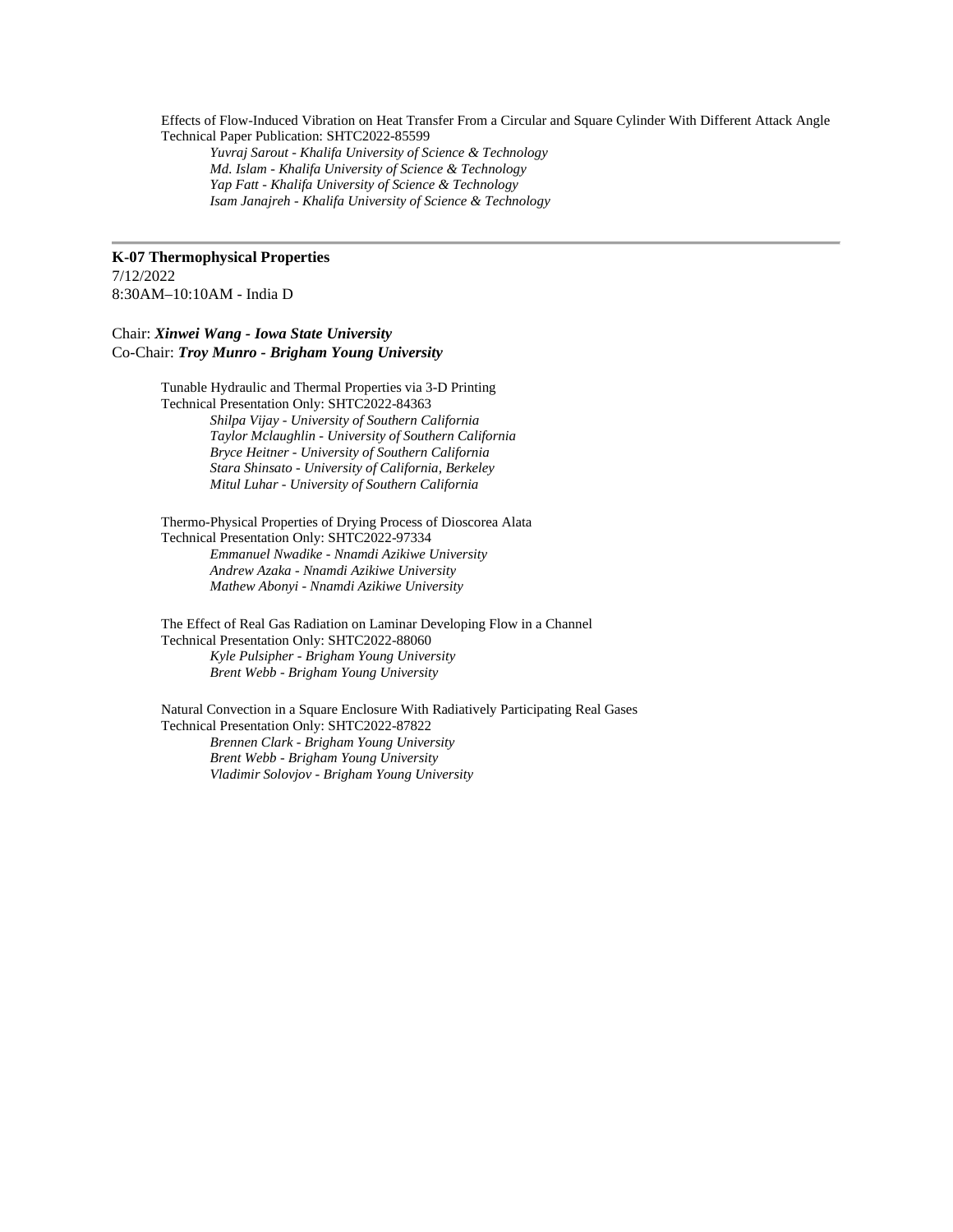Effects of Flow-Induced Vibration on Heat Transfer From a Circular and Square Cylinder With Different Attack Angle
Technical Paper Publication: SHTC2022-85599

*Yuvraj Sarout - Khalifa University of Science & Technology*
*Md. Islam - Khalifa University of Science & Technology*
*Yap Fatt - Khalifa University of Science & Technology*
*Isam Janajreh - Khalifa University of Science & Technology*

---

**K-07 Thermophysical Properties**
7/12/2022
8:30AM–10:10AM - India D

Chair: ***Xinwei Wang - Iowa State University***
Co-Chair: ***Troy Munro - Brigham Young University***

Tunable Hydraulic and Thermal Properties via 3-D Printing
Technical Presentation Only: SHTC2022-84363

*Shilpa Vijay - University of Southern California*
*Taylor Mclaughlin - University of Southern California*
*Bryce Heitner - University of Southern California*
*Stara Shinsato - University of California, Berkeley*
*Mitul Luhar - University of Southern California*

Thermo-Physical Properties of Drying Process of Dioscorea Alata
Technical Presentation Only: SHTC2022-97334

*Emmanuel Nwadike - Nnamdi Azikiwe University*
*Andrew Azaka - Nnamdi Azikiwe University*
*Mathew Abonyi - Nnamdi Azikiwe University*

The Effect of Real Gas Radiation on Laminar Developing Flow in a Channel
Technical Presentation Only: SHTC2022-88060

*Kyle Pulsipher - Brigham Young University*
*Brent Webb - Brigham Young University*

Natural Convection in a Square Enclosure With Radiatively Participating Real Gases
Technical Presentation Only: SHTC2022-87822

*Brennen Clark - Brigham Young University*
*Brent Webb - Brigham Young University*
*Vladimir Solovjov - Brigham Young University*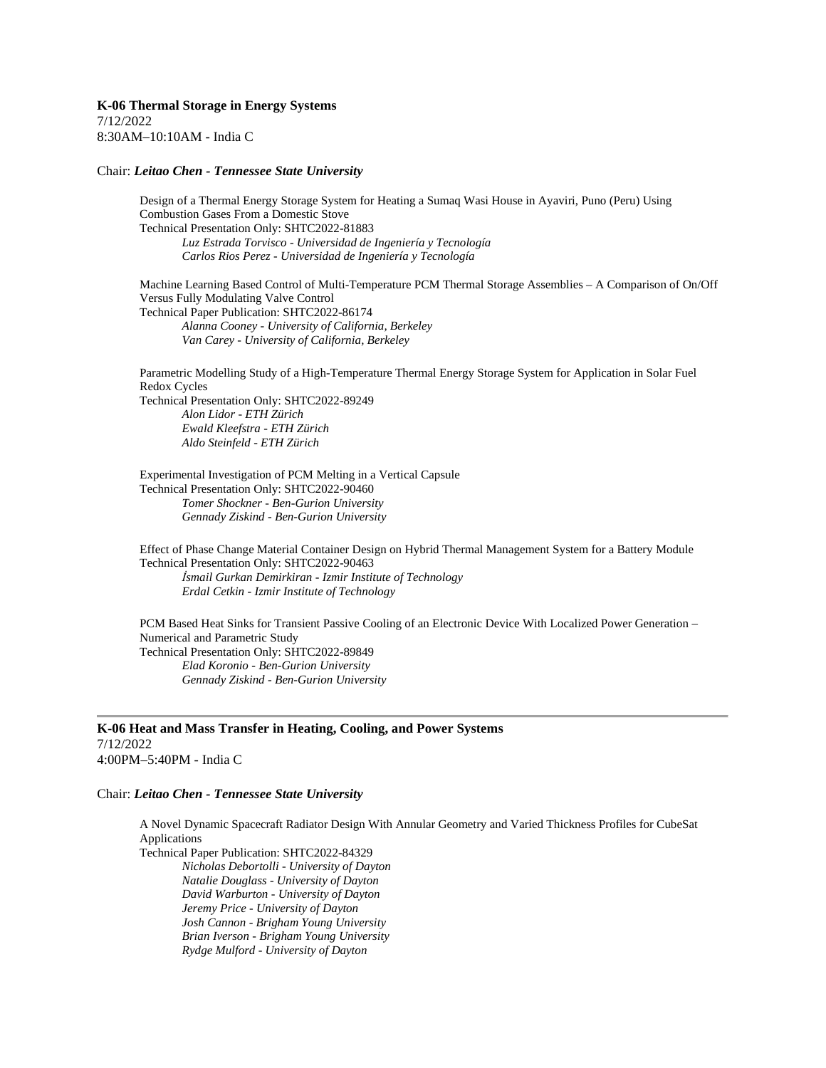**K-06 Thermal Storage in Energy Systems**
7/12/2022
8:30AM–10:10AM - India C

Chair: ***Leitao Chen - Tennessee State University***

Design of a Thermal Energy Storage System for Heating a Sumaq Wasi House in Ayaviri, Puno (Peru) Using Combustion Gases From a Domestic Stove
Technical Presentation Only: SHTC2022-81883
*Luz Estrada Torvisco - Universidad de Ingeniería y Tecnología*
*Carlos Rios Perez - Universidad de Ingeniería y Tecnología*

Machine Learning Based Control of Multi-Temperature PCM Thermal Storage Assemblies – A Comparison of On/Off Versus Fully Modulating Valve Control
Technical Paper Publication: SHTC2022-86174
*Alanna Cooney - University of California, Berkeley*
*Van Carey - University of California, Berkeley*

Parametric Modelling Study of a High-Temperature Thermal Energy Storage System for Application in Solar Fuel Redox Cycles
Technical Presentation Only: SHTC2022-89249
*Alon Lidor - ETH Zürich*
*Ewald Kleefstra - ETH Zürich*
*Aldo Steinfeld - ETH Zürich*

Experimental Investigation of PCM Melting in a Vertical Capsule
Technical Presentation Only: SHTC2022-90460
*Tomer Shockner - Ben-Gurion University*
*Gennady Ziskind - Ben-Gurion University*

Effect of Phase Change Material Container Design on Hybrid Thermal Management System for a Battery Module
Technical Presentation Only: SHTC2022-90463
*İsmail Gurkan Demirkiran - Izmir Institute of Technology*
*Erdal Cetkin - Izmir Institute of Technology*

PCM Based Heat Sinks for Transient Passive Cooling of an Electronic Device With Localized Power Generation – Numerical and Parametric Study
Technical Presentation Only: SHTC2022-89849
*Elad Koronio - Ben-Gurion University*
*Gennady Ziskind - Ben-Gurion University*

---

**K-06 Heat and Mass Transfer in Heating, Cooling, and Power Systems**
7/12/2022
4:00PM–5:40PM - India C

Chair: ***Leitao Chen - Tennessee State University***

A Novel Dynamic Spacecraft Radiator Design With Annular Geometry and Varied Thickness Profiles for CubeSat Applications
Technical Paper Publication: SHTC2022-84329
*Nicholas Debortolli - University of Dayton*
*Natalie Douglass - University of Dayton*
*David Warburton - University of Dayton*
*Jeremy Price - University of Dayton*
*Josh Cannon - Brigham Young University*
*Brian Iverson - Brigham Young University*
*Rydge Mulford - University of Dayton*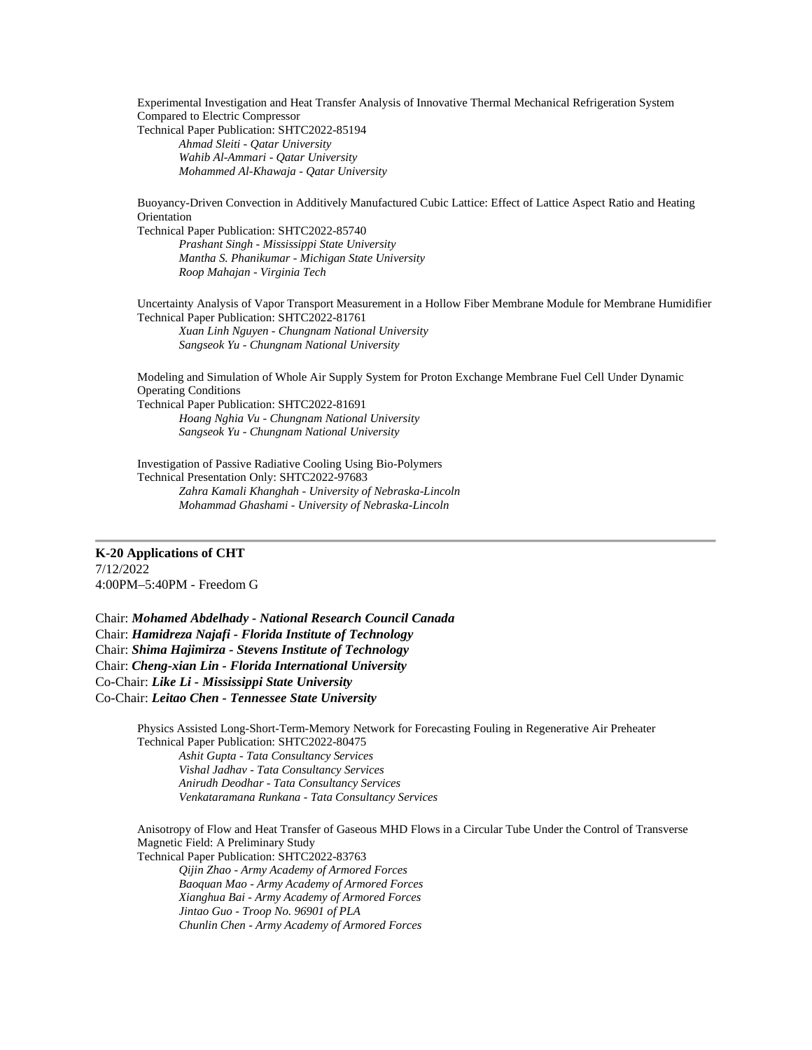Experimental Investigation and Heat Transfer Analysis of Innovative Thermal Mechanical Refrigeration System Compared to Electric Compressor
Technical Paper Publication: SHTC2022-85194

*Ahmad Sleiti - Qatar University*
*Wahib Al-Ammari - Qatar University*
*Mohammed Al-Khawaja - Qatar University*

Buoyancy-Driven Convection in Additively Manufactured Cubic Lattice: Effect of Lattice Aspect Ratio and Heating Orientation
Technical Paper Publication: SHTC2022-85740

*Prashant Singh - Mississippi State University*
*Mantha S. Phanikumar - Michigan State University*
*Roop Mahajan - Virginia Tech*

Uncertainty Analysis of Vapor Transport Measurement in a Hollow Fiber Membrane Module for Membrane Humidifier
Technical Paper Publication: SHTC2022-81761

*Xuan Linh Nguyen - Chungnam National University*
*Sangseok Yu - Chungnam National University*

Modeling and Simulation of Whole Air Supply System for Proton Exchange Membrane Fuel Cell Under Dynamic Operating Conditions
Technical Paper Publication: SHTC2022-81691

*Hoang Nghia Vu - Chungnam National University*
*Sangseok Yu - Chungnam National University*

Investigation of Passive Radiative Cooling Using Bio-Polymers
Technical Presentation Only: SHTC2022-97683

*Zahra Kamali Khanghah - University of Nebraska-Lincoln*
*Mohammad Ghashami - University of Nebraska-Lincoln*

---

## K-20 Applications of CHT

7/12/2022
4:00PM–5:40PM - Freedom G

Chair: ***Mohamed Abdelhady - National Research Council Canada***
Chair: ***Hamidreza Najafi - Florida Institute of Technology***
Chair: ***Shima Hajimirza - Stevens Institute of Technology***
Chair: ***Cheng-xian Lin - Florida International University***
Co-Chair: ***Like Li - Mississippi State University***
Co-Chair: ***Leitao Chen - Tennessee State University***

Physics Assisted Long-Short-Term-Memory Network for Forecasting Fouling in Regenerative Air Preheater
Technical Paper Publication: SHTC2022-80475

*Ashit Gupta - Tata Consultancy Services*
*Vishal Jadhav - Tata Consultancy Services*
*Anirudh Deodhar - Tata Consultancy Services*
*Venkataramana Runkana - Tata Consultancy Services*

Anisotropy of Flow and Heat Transfer of Gaseous MHD Flows in a Circular Tube Under the Control of Transverse Magnetic Field: A Preliminary Study
Technical Paper Publication: SHTC2022-83763

*Qijin Zhao - Army Academy of Armored Forces*
*Baoquan Mao - Army Academy of Armored Forces*
*Xianghua Bai - Army Academy of Armored Forces*
*Jintao Guo - Troop No. 96901 of PLA*
*Chunlin Chen - Army Academy of Armored Forces*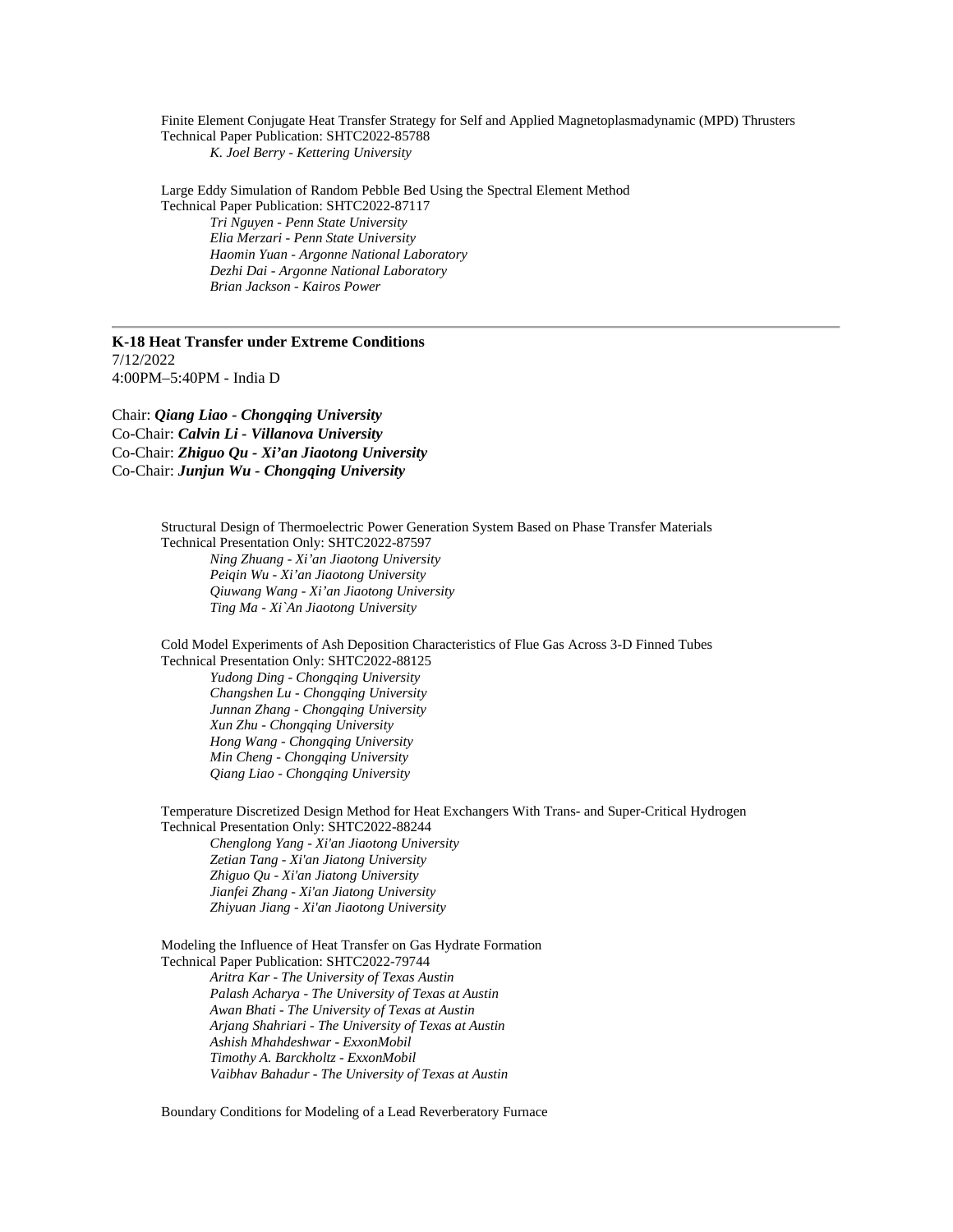Finite Element Conjugate Heat Transfer Strategy for Self and Applied Magnetoplasmadynamic (MPD) Thrusters
Technical Paper Publication: SHTC2022-85788
*K. Joel Berry - Kettering University*

Large Eddy Simulation of Random Pebble Bed Using the Spectral Element Method
Technical Paper Publication: SHTC2022-87117
*Tri Nguyen - Penn State University*
*Elia Merzari - Penn State University*
*Haomin Yuan - Argonne National Laboratory*
*Dezhi Dai - Argonne National Laboratory*
*Brian Jackson - Kairos Power*

---

**K-18 Heat Transfer under Extreme Conditions**
7/12/2022
4:00PM–5:40PM - India D

Chair: ***Qiang Liao - Chongqing University***
Co-Chair: ***Calvin Li - Villanova University***
Co-Chair: ***Zhiguo Qu - Xi'an Jiaotong University***
Co-Chair: ***Junjun Wu - Chongqing University***

Structural Design of Thermoelectric Power Generation System Based on Phase Transfer Materials
Technical Presentation Only: SHTC2022-87597
*Ning Zhuang - Xi'an Jiaotong University*
*Peiqin Wu - Xi'an Jiaotong University*
*Qiuwang Wang - Xi'an Jiaotong University*
*Ting Ma - Xi`An Jiaotong University*

Cold Model Experiments of Ash Deposition Characteristics of Flue Gas Across 3-D Finned Tubes
Technical Presentation Only: SHTC2022-88125
*Yudong Ding - Chongqing University*
*Changshen Lu - Chongqing University*
*Junnan Zhang - Chongqing University*
*Xun Zhu - Chongqing University*
*Hong Wang - Chongqing University*
*Min Cheng - Chongqing University*
*Qiang Liao - Chongqing University*

Temperature Discretized Design Method for Heat Exchangers With Trans- and Super-Critical Hydrogen
Technical Presentation Only: SHTC2022-88244
*Chenglong Yang - Xi'an Jiaotong University*
*Zetian Tang - Xi'an Jiatong University*
*Zhiguo Qu - Xi'an Jiatong University*
*Jianfei Zhang - Xi'an Jiatong University*
*Zhiyuan Jiang - Xi'an Jiaotong University*

Modeling the Influence of Heat Transfer on Gas Hydrate Formation
Technical Paper Publication: SHTC2022-79744
*Aritra Kar - The University of Texas Austin*
*Palash Acharya - The University of Texas at Austin*
*Awan Bhati - The University of Texas at Austin*
*Arjang Shahriari - The University of Texas at Austin*
*Ashish Mhahdeshwar - ExxonMobil*
*Timothy A. Barckholtz - ExxonMobil*
*Vaibhav Bahadur - The University of Texas at Austin*

Boundary Conditions for Modeling of a Lead Reverberatory Furnace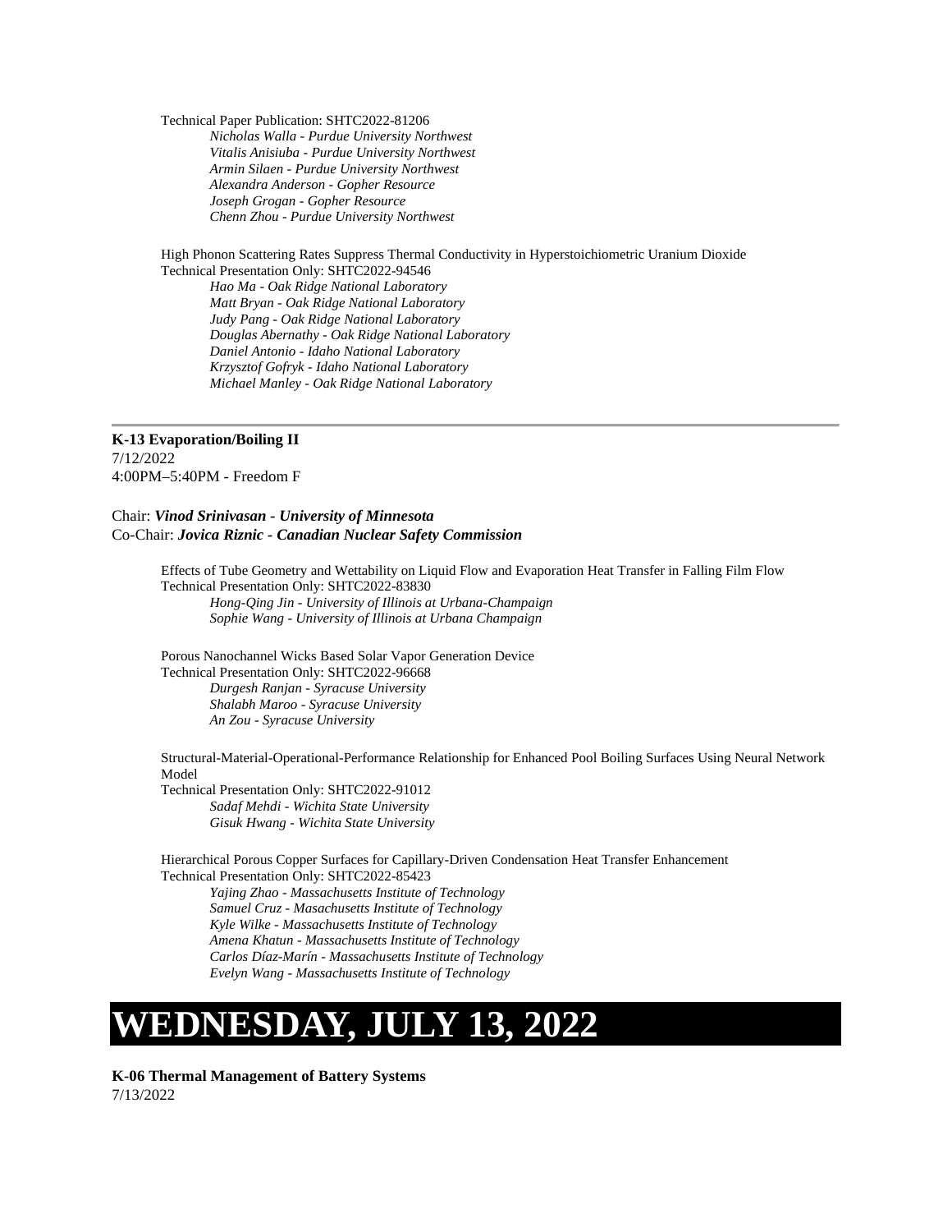Technical Paper Publication: SHTC2022-81206

*Nicholas Walla - Purdue University Northwest*
*Vitalis Anisiuba - Purdue University Northwest*
*Armin Silaen - Purdue University Northwest*
*Alexandra Anderson - Gopher Resource*
*Joseph Grogan - Gopher Resource*
*Chenn Zhou - Purdue University Northwest*

High Phonon Scattering Rates Suppress Thermal Conductivity in Hyperstoichiometric Uranium Dioxide
Technical Presentation Only: SHTC2022-94546

*Hao Ma - Oak Ridge National Laboratory*
*Matt Bryan - Oak Ridge National Laboratory*
*Judy Pang - Oak Ridge National Laboratory*
*Douglas Abernathy - Oak Ridge National Laboratory*
*Daniel Antonio - Idaho National Laboratory*
*Krzysztof Gofryk - Idaho National Laboratory*
*Michael Manley - Oak Ridge National Laboratory*

---

**K-13 Evaporation/Boiling II**
7/12/2022
4:00PM–5:40PM - Freedom F

Chair: ***Vinod Srinivasan - University of Minnesota***
Co-Chair: ***Jovica Riznic - Canadian Nuclear Safety Commission***

Effects of Tube Geometry and Wettability on Liquid Flow and Evaporation Heat Transfer in Falling Film Flow
Technical Presentation Only: SHTC2022-83830

*Hong-Qing Jin - University of Illinois at Urbana-Champaign*
*Sophie Wang - University of Illinois at Urbana Champaign*

Porous Nanochannel Wicks Based Solar Vapor Generation Device
Technical Presentation Only: SHTC2022-96668

*Durgesh Ranjan - Syracuse University*
*Shalabh Maroo - Syracuse University*
*An Zou - Syracuse University*

Structural-Material-Operational-Performance Relationship for Enhanced Pool Boiling Surfaces Using Neural Network Model
Technical Presentation Only: SHTC2022-91012

*Sadaf Mehdi - Wichita State University*
*Gisuk Hwang - Wichita State University*

Hierarchical Porous Copper Surfaces for Capillary-Driven Condensation Heat Transfer Enhancement
Technical Presentation Only: SHTC2022-85423

*Yajing Zhao - Massachusetts Institute of Technology*
*Samuel Cruz - Massachusetts Institute of Technology*
*Kyle Wilke - Massachusetts Institute of Technology*
*Amena Khatun - Massachusetts Institute of Technology*
*Carlos Díaz-Marín - Massachusetts Institute of Technology*
*Evelyn Wang - Massachusetts Institute of Technology*

# WEDNESDAY, JULY 13, 2022

**K-06 Thermal Management of Battery Systems**
7/13/2022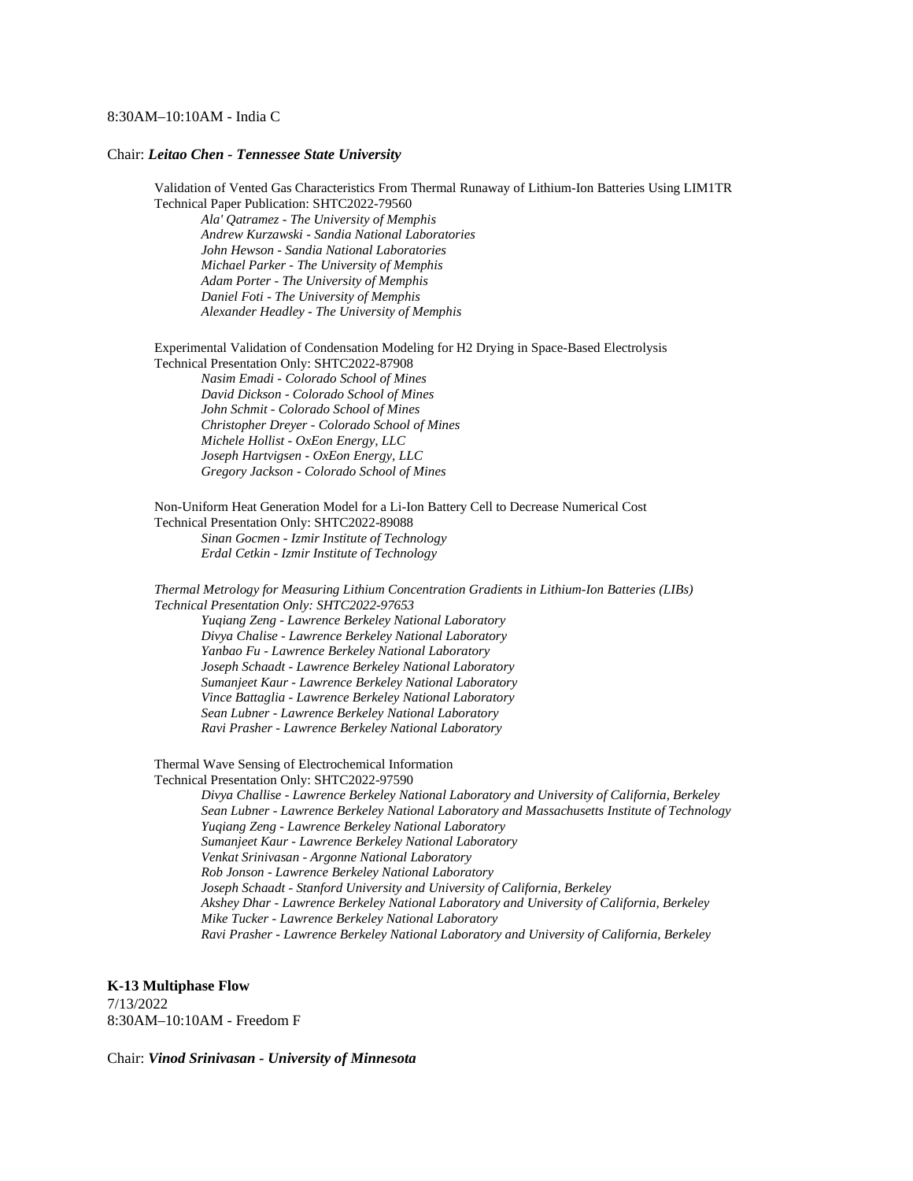8:30AM–10:10AM - India C

Chair: ***Leitao Chen - Tennessee State University***

Validation of Vented Gas Characteristics From Thermal Runaway of Lithium-Ion Batteries Using LIM1TR
Technical Paper Publication: SHTC2022-79560

*Ala' Qatramez - The University of Memphis*
*Andrew Kurzawski - Sandia National Laboratories*
*John Hewson - Sandia National Laboratories*
*Michael Parker - The University of Memphis*
*Adam Porter - The University of Memphis*
*Daniel Foti - The University of Memphis*
*Alexander Headley - The University of Memphis*

Experimental Validation of Condensation Modeling for H2 Drying in Space-Based Electrolysis
Technical Presentation Only: SHTC2022-87908

*Nasim Emadi - Colorado School of Mines*
*David Dickson - Colorado School of Mines*
*John Schmit - Colorado School of Mines*
*Christopher Dreyer - Colorado School of Mines*
*Michele Hollist - OxEon Energy, LLC*
*Joseph Hartvigsen - OxEon Energy, LLC*
*Gregory Jackson - Colorado School of Mines*

Non-Uniform Heat Generation Model for a Li-Ion Battery Cell to Decrease Numerical Cost
Technical Presentation Only: SHTC2022-89088

*Sinan Gocmen - Izmir Institute of Technology*
*Erdal Cetkin - Izmir Institute of Technology*

*Thermal Metrology for Measuring Lithium Concentration Gradients in Lithium-Ion Batteries (LIBs)*
*Technical Presentation Only: SHTC2022-97653*

*Yuqiang Zeng - Lawrence Berkeley National Laboratory*
*Divya Chalise - Lawrence Berkeley National Laboratory*
*Yanbao Fu - Lawrence Berkeley National Laboratory*
*Joseph Schaadt - Lawrence Berkeley National Laboratory*
*Sumanjeet Kaur - Lawrence Berkeley National Laboratory*
*Vince Battaglia - Lawrence Berkeley National Laboratory*
*Sean Lubner - Lawrence Berkeley National Laboratory*
*Ravi Prasher - Lawrence Berkeley National Laboratory*

Thermal Wave Sensing of Electrochemical Information
Technical Presentation Only: SHTC2022-97590

*Divya Challise - Lawrence Berkeley National Laboratory and University of California, Berkeley*
*Sean Lubner - Lawrence Berkeley National Laboratory and Massachusetts Institute of Technology*
*Yuqiang Zeng - Lawrence Berkeley National Laboratory*
*Sumanjeet Kaur - Lawrence Berkeley National Laboratory*
*Venkat Srinivasan - Argonne National Laboratory*
*Rob Jonson - Lawrence Berkeley National Laboratory*
*Joseph Schaadt - Stanford University and University of California, Berkeley*
*Akshey Dhar - Lawrence Berkeley National Laboratory and University of California, Berkeley*
*Mike Tucker - Lawrence Berkeley National Laboratory*
*Ravi Prasher - Lawrence Berkeley National Laboratory and University of California, Berkeley*

**K-13 Multiphase Flow**
7/13/2022
8:30AM–10:10AM - Freedom F

Chair: ***Vinod Srinivasan - University of Minnesota***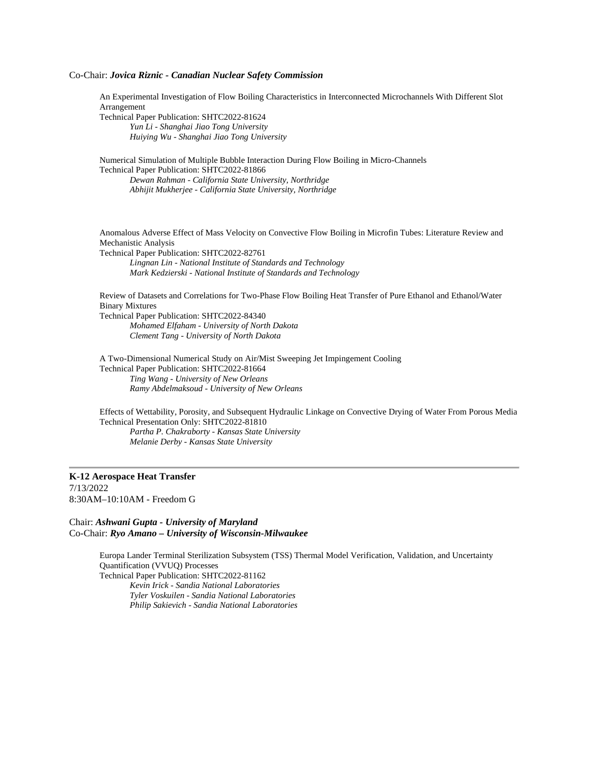Co-Chair: ***Jovica Riznic - Canadian Nuclear Safety Commission***

An Experimental Investigation of Flow Boiling Characteristics in Interconnected Microchannels With Different Slot Arrangement
Technical Paper Publication: SHTC2022-81624
*Yun Li - Shanghai Jiao Tong University*
*Huiying Wu - Shanghai Jiao Tong University*

Numerical Simulation of Multiple Bubble Interaction During Flow Boiling in Micro-Channels
Technical Paper Publication: SHTC2022-81866
*Dewan Rahman - California State University, Northridge*
*Abhijit Mukherjee - California State University, Northridge*

Anomalous Adverse Effect of Mass Velocity on Convective Flow Boiling in Microfin Tubes: Literature Review and Mechanistic Analysis
Technical Paper Publication: SHTC2022-82761
*Lingnan Lin - National Institute of Standards and Technology*
*Mark Kedzierski - National Institute of Standards and Technology*

Review of Datasets and Correlations for Two-Phase Flow Boiling Heat Transfer of Pure Ethanol and Ethanol/Water Binary Mixtures
Technical Paper Publication: SHTC2022-84340
*Mohamed Elfaham - University of North Dakota*
*Clement Tang - University of North Dakota*

A Two-Dimensional Numerical Study on Air/Mist Sweeping Jet Impingement Cooling
Technical Paper Publication: SHTC2022-81664
*Ting Wang - University of New Orleans*
*Ramy Abdelmaksoud - University of New Orleans*

Effects of Wettability, Porosity, and Subsequent Hydraulic Linkage on Convective Drying of Water From Porous Media
Technical Presentation Only: SHTC2022-81810
*Partha P. Chakraborty - Kansas State University*
*Melanie Derby - Kansas State University*

---

**K-12 Aerospace Heat Transfer**
7/13/2022
8:30AM–10:10AM - Freedom G

Chair: ***Ashwani Gupta - University of Maryland***
Co-Chair: ***Ryo Amano – University of Wisconsin-Milwaukee***

Europa Lander Terminal Sterilization Subsystem (TSS) Thermal Model Verification, Validation, and Uncertainty Quantification (VVUQ) Processes
Technical Paper Publication: SHTC2022-81162
*Kevin Irick - Sandia National Laboratories*
*Tyler Voskuilen - Sandia National Laboratories*
*Philip Sakievich - Sandia National Laboratories*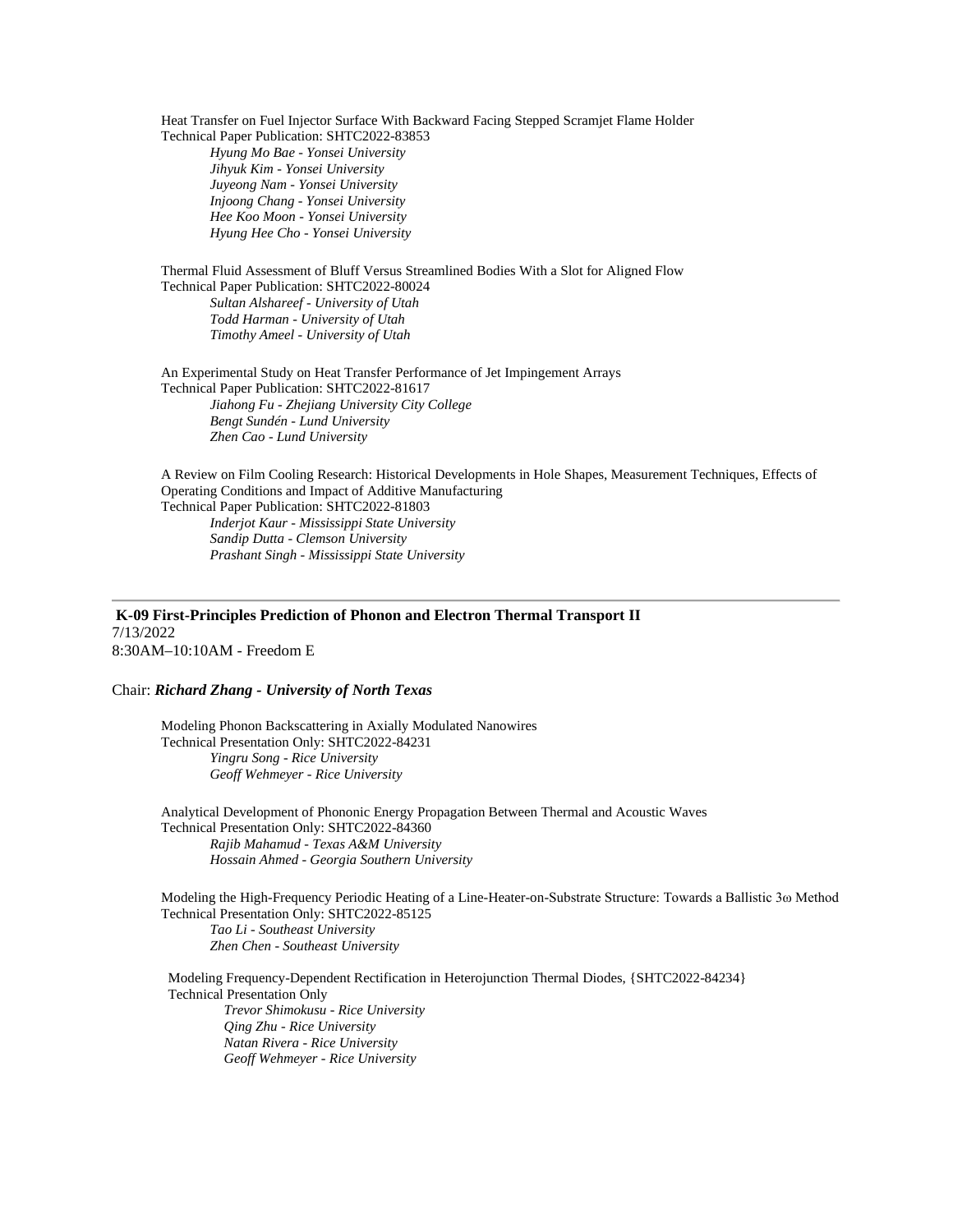Heat Transfer on Fuel Injector Surface With Backward Facing Stepped Scramjet Flame Holder
Technical Paper Publication: SHTC2022-83853

*Hyung Mo Bae - Yonsei University*
*Jihyuk Kim - Yonsei University*
*Juyeong Nam - Yonsei University*
*Injoong Chang - Yonsei University*
*Hee Koo Moon - Yonsei University*
*Hyung Hee Cho - Yonsei University*

Thermal Fluid Assessment of Bluff Versus Streamlined Bodies With a Slot for Aligned Flow
Technical Paper Publication: SHTC2022-80024

*Sultan Alshareef - University of Utah*
*Todd Harman - University of Utah*
*Timothy Ameel - University of Utah*

An Experimental Study on Heat Transfer Performance of Jet Impingement Arrays
Technical Paper Publication: SHTC2022-81617

*Jiahong Fu - Zhejiang University City College*
*Bengt Sundén - Lund University*
*Zhen Cao - Lund University*

A Review on Film Cooling Research: Historical Developments in Hole Shapes, Measurement Techniques, Effects of Operating Conditions and Impact of Additive Manufacturing
Technical Paper Publication: SHTC2022-81803

*Inderjot Kaur - Mississippi State University*
*Sandip Dutta - Clemson University*
*Prashant Singh - Mississippi State University*

---

## K-09 First-Principles Prediction of Phonon and Electron Thermal Transport II

7/13/2022
8:30AM–10:10AM - Freedom E

Chair: ***Richard Zhang - University of North Texas***

Modeling Phonon Backscattering in Axially Modulated Nanowires
Technical Presentation Only: SHTC2022-84231

*Yingru Song - Rice University*
*Geoff Wehmeyer - Rice University*

Analytical Development of Phononic Energy Propagation Between Thermal and Acoustic Waves
Technical Presentation Only: SHTC2022-84360

*Rajib Mahamud - Texas A&M University*
*Hossain Ahmed - Georgia Southern University*

Modeling the High-Frequency Periodic Heating of a Line-Heater-on-Substrate Structure: Towards a Ballistic 3ω Method
Technical Presentation Only: SHTC2022-85125

*Tao Li - Southeast University*
*Zhen Chen - Southeast University*

Modeling Frequency-Dependent Rectification in Heterojunction Thermal Diodes, {SHTC2022-84234}
Technical Presentation Only

*Trevor Shimokusu - Rice University*
*Qing Zhu - Rice University*
*Natan Rivera - Rice University*
*Geoff Wehmeyer - Rice University*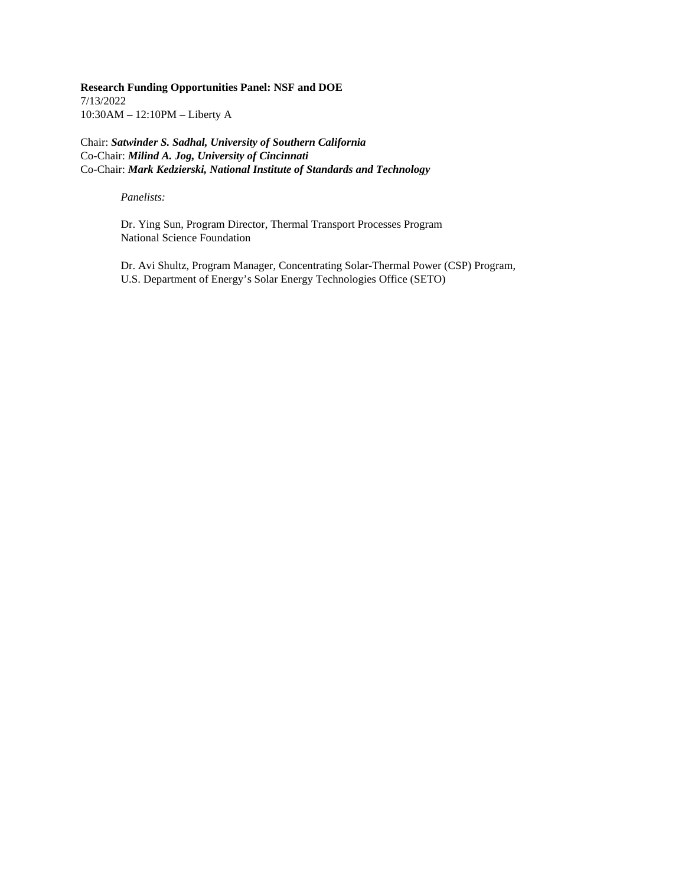**Research Funding Opportunities Panel: NSF and DOE**
7/13/2022
10:30AM – 12:10PM – Liberty A

Chair: ***Satwinder S. Sadhal, University of Southern California***
Co-Chair: ***Milind A. Jog, University of Cincinnati***
Co-Chair: ***Mark Kedzierski, National Institute of Standards and Technology***

*Panelists:*

Dr. Ying Sun, Program Director, Thermal Transport Processes Program
National Science Foundation

Dr. Avi Shultz, Program Manager, Concentrating Solar-Thermal Power (CSP) Program,
U.S. Department of Energy's Solar Energy Technologies Office (SETO)